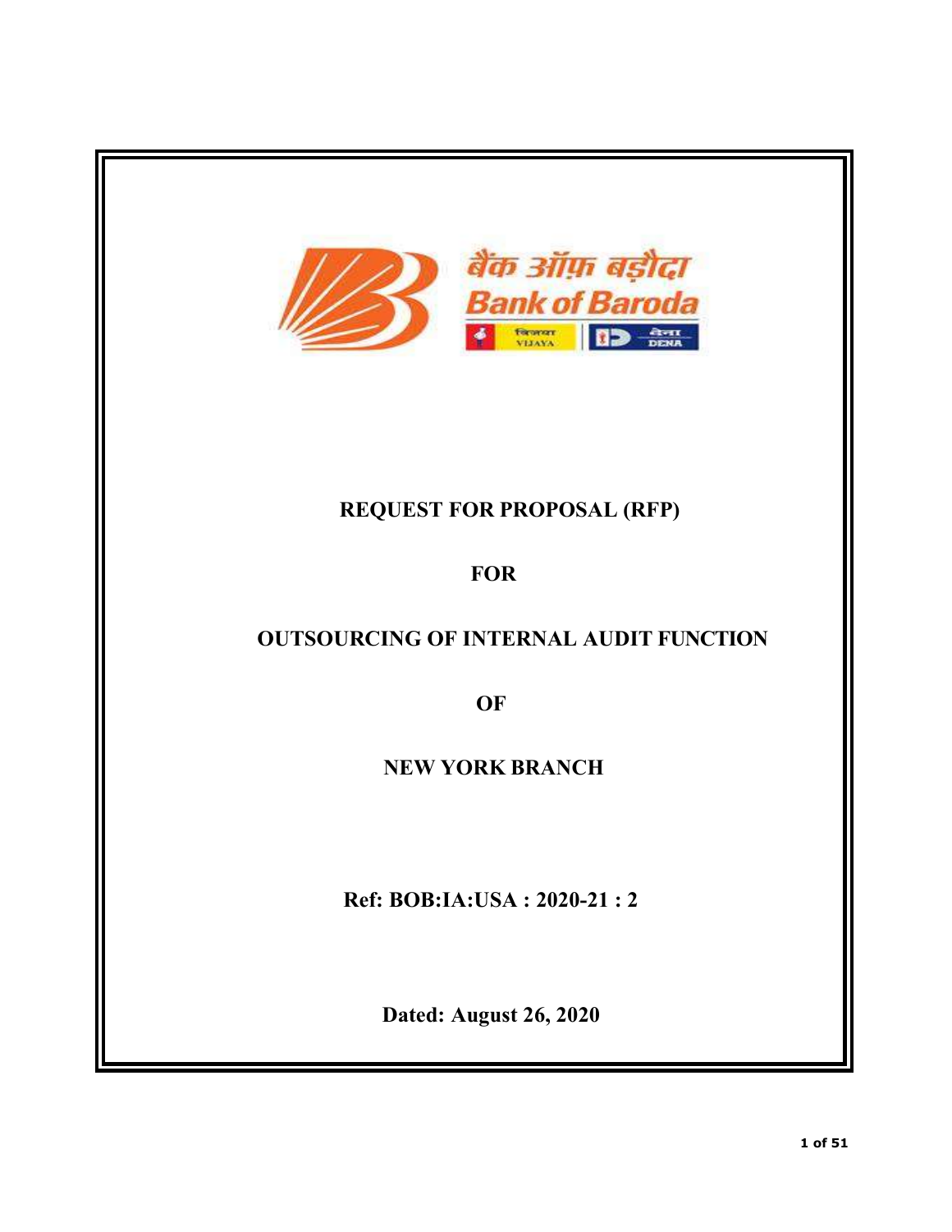# REQUEST FOR PROPOSAL (RFP)

# FOR

# OUTSOURCING OF INTERNAL AUDIT FUNCTION

# OF

# NEW YORK BRANCH

**Ref: BOB:IA:USA : 2020-21 : 2**

**Dated: August 26, 2020**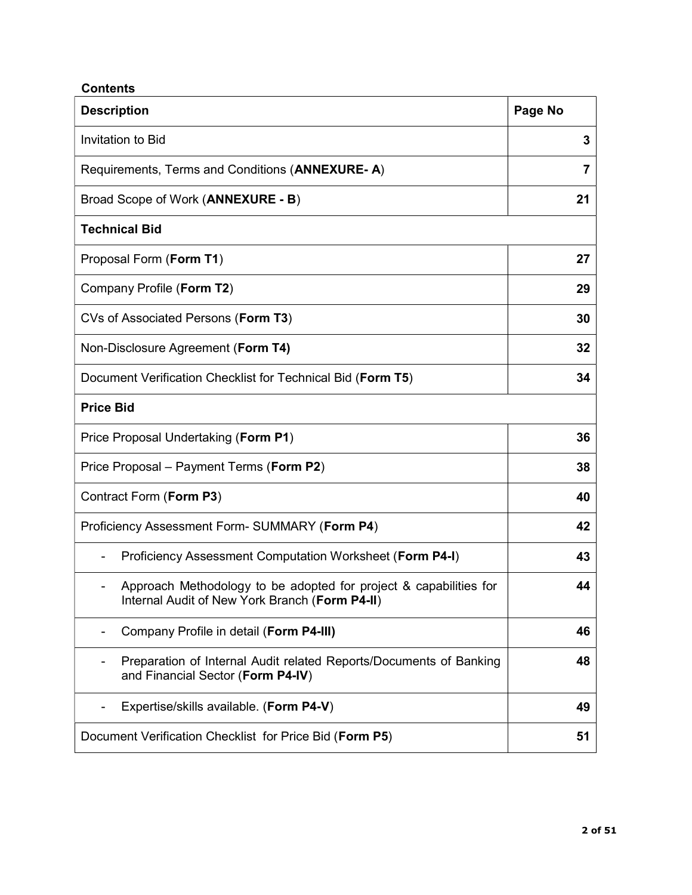**Contents**

| **Description** | **Page No** |
|---|---|
| Invitation to Bid | **3** |
| Requirements, Terms and Conditions (**ANNEXURE- A**) | **7** |
| Broad Scope of Work (**ANNEXURE - B**) | **21** |
| **Technical Bid** | |
| Proposal Form (**Form T1**) | **27** |
| Company Profile (**Form T2**) | **29** |
| CVs of Associated Persons (**Form T3**) | **30** |
| Non-Disclosure Agreement (**Form T4)** | **32** |
| Document Verification Checklist for Technical Bid (**Form T5**) | **34** |
| **Price Bid** | |
| Price Proposal Undertaking (**Form P1**) | **36** |
| Price Proposal – Payment Terms (**Form P2**) | **38** |
| Contract Form (**Form P3**) | **40** |
| Proficiency Assessment Form- SUMMARY (**Form P4**) | **42** |
| - Proficiency Assessment Computation Worksheet (**Form P4-I**) | **43** |
| - Approach Methodology to be adopted for project & capabilities for Internal Audit of New York Branch (**Form P4-II**) | **44** |
| - Company Profile in detail (**Form P4-III)** | **46** |
| - Preparation of Internal Audit related Reports/Documents of Banking and Financial Sector (**Form P4-IV**) | **48** |
| - Expertise/skills available. (**Form P4-V**) | **49** |
| Document Verification Checklist for Price Bid (**Form P5**) | **51** |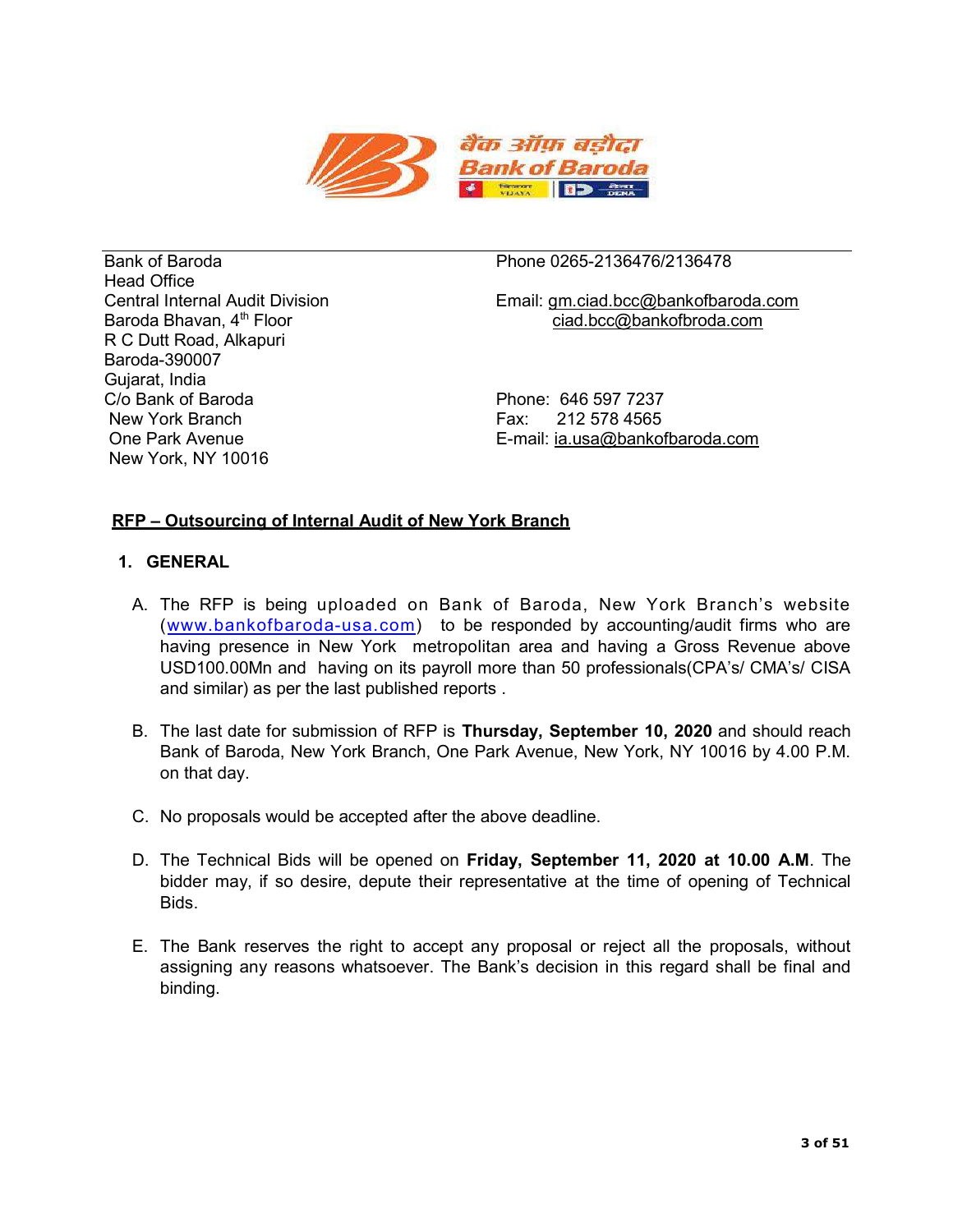Bank of Baroda
Head Office
Central Internal Audit Division
Baroda Bhavan, 4th Floor
R C Dutt Road, Alkapuri
Baroda-390007
Gujarat, India

Phone 0265-2136476/2136478

Email: gm.ciad.bcc@bankofbaroda.com
ciad.bcc@bankofbroda.com

C/o Bank of Baroda
New York Branch
One Park Avenue
New York, NY 10016

Phone: 646 597 7237
Fax: 212 578 4565
E-mail: ia.usa@bankofbaroda.com

**RFP – Outsourcing of Internal Audit of New York Branch**

## 1. GENERAL

A. The RFP is being uploaded on Bank of Baroda, New York Branch's website (www.bankofbaroda-usa.com) to be responded by accounting/audit firms who are having presence in New York metropolitan area and having a Gross Revenue above USD100.00Mn and having on its payroll more than 50 professionals(CPA's/ CMA's/ CISA and similar) as per the last published reports .

B. The last date for submission of RFP is **Thursday, September 10, 2020** and should reach Bank of Baroda, New York Branch, One Park Avenue, New York, NY 10016 by 4.00 P.M. on that day.

C. No proposals would be accepted after the above deadline.

D. The Technical Bids will be opened on **Friday, September 11, 2020 at 10.00 A.M**. The bidder may, if so desire, depute their representative at the time of opening of Technical Bids.

E. The Bank reserves the right to accept any proposal or reject all the proposals, without assigning any reasons whatsoever. The Bank's decision in this regard shall be final and binding.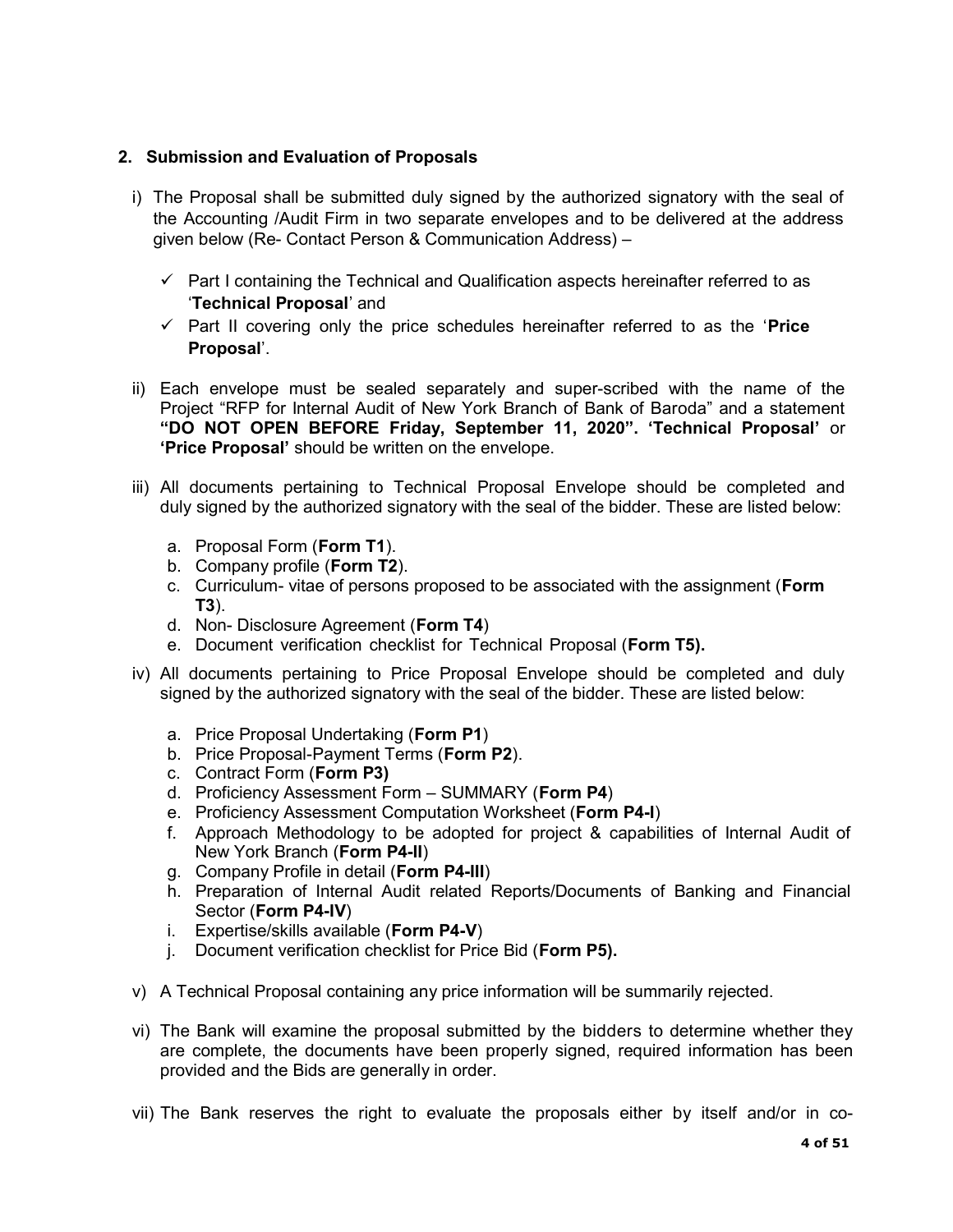## 2. Submission and Evaluation of Proposals

i) The Proposal shall be submitted duly signed by the authorized signatory with the seal of the Accounting /Audit Firm in two separate envelopes and to be delivered at the address given below (Re- Contact Person & Communication Address) –

- ✓ Part I containing the Technical and Qualification aspects hereinafter referred to as '**Technical Proposal**' and
- ✓ Part II covering only the price schedules hereinafter referred to as the '**Price Proposal**'.

ii) Each envelope must be sealed separately and super-scribed with the name of the Project "RFP for Internal Audit of New York Branch of Bank of Baroda" and a statement **"DO NOT OPEN BEFORE Friday, September 11, 2020". 'Technical Proposal'** or **'Price Proposal'** should be written on the envelope.

iii) All documents pertaining to Technical Proposal Envelope should be completed and duly signed by the authorized signatory with the seal of the bidder. These are listed below:

a. Proposal Form (**Form T1**).
b. Company profile (**Form T2**).
c. Curriculum- vitae of persons proposed to be associated with the assignment (**Form T3**).
d. Non- Disclosure Agreement (**Form T4**)
e. Document verification checklist for Technical Proposal (**Form T5).**

iv) All documents pertaining to Price Proposal Envelope should be completed and duly signed by the authorized signatory with the seal of the bidder. These are listed below:

a. Price Proposal Undertaking (**Form P1**)
b. Price Proposal-Payment Terms (**Form P2**).
c. Contract Form (**Form P3)**
d. Proficiency Assessment Form – SUMMARY (**Form P4**)
e. Proficiency Assessment Computation Worksheet (**Form P4-I**)
f. Approach Methodology to be adopted for project & capabilities of Internal Audit of New York Branch (**Form P4-II**)
g. Company Profile in detail (**Form P4-III**)
h. Preparation of Internal Audit related Reports/Documents of Banking and Financial Sector (**Form P4-IV**)
i. Expertise/skills available (**Form P4-V**)
j. Document verification checklist for Price Bid (**Form P5).**

v) A Technical Proposal containing any price information will be summarily rejected.

vi) The Bank will examine the proposal submitted by the bidders to determine whether they are complete, the documents have been properly signed, required information has been provided and the Bids are generally in order.

vii) The Bank reserves the right to evaluate the proposals either by itself and/or in co-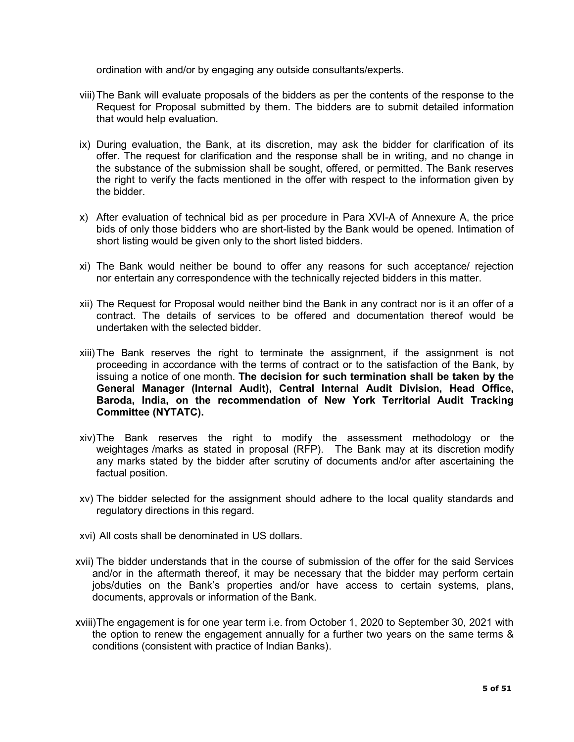ordination with and/or by engaging any outside consultants/experts.

viii) The Bank will evaluate proposals of the bidders as per the contents of the response to the Request for Proposal submitted by them. The bidders are to submit detailed information that would help evaluation.

ix) During evaluation, the Bank, at its discretion, may ask the bidder for clarification of its offer. The request for clarification and the response shall be in writing, and no change in the substance of the submission shall be sought, offered, or permitted. The Bank reserves the right to verify the facts mentioned in the offer with respect to the information given by the bidder.

x) After evaluation of technical bid as per procedure in Para XVI-A of Annexure A, the price bids of only those bidders who are short-listed by the Bank would be opened. Intimation of short listing would be given only to the short listed bidders.

xi) The Bank would neither be bound to offer any reasons for such acceptance/ rejection nor entertain any correspondence with the technically rejected bidders in this matter.

xii) The Request for Proposal would neither bind the Bank in any contract nor is it an offer of a contract. The details of services to be offered and documentation thereof would be undertaken with the selected bidder.

xiii) The Bank reserves the right to terminate the assignment, if the assignment is not proceeding in accordance with the terms of contract or to the satisfaction of the Bank, by issuing a notice of one month. **The decision for such termination shall be taken by the General Manager (Internal Audit), Central Internal Audit Division, Head Office, Baroda, India, on the recommendation of New York Territorial Audit Tracking Committee (NYTATC).**

xiv) The Bank reserves the right to modify the assessment methodology or the weightages /marks as stated in proposal (RFP). The Bank may at its discretion modify any marks stated by the bidder after scrutiny of documents and/or after ascertaining the factual position.

xv) The bidder selected for the assignment should adhere to the local quality standards and regulatory directions in this regard.

xvi) All costs shall be denominated in US dollars.

xvii) The bidder understands that in the course of submission of the offer for the said Services and/or in the aftermath thereof, it may be necessary that the bidder may perform certain jobs/duties on the Bank's properties and/or have access to certain systems, plans, documents, approvals or information of the Bank.

xviii) The engagement is for one year term i.e. from October 1, 2020 to September 30, 2021 with the option to renew the engagement annually for a further two years on the same terms & conditions (consistent with practice of Indian Banks).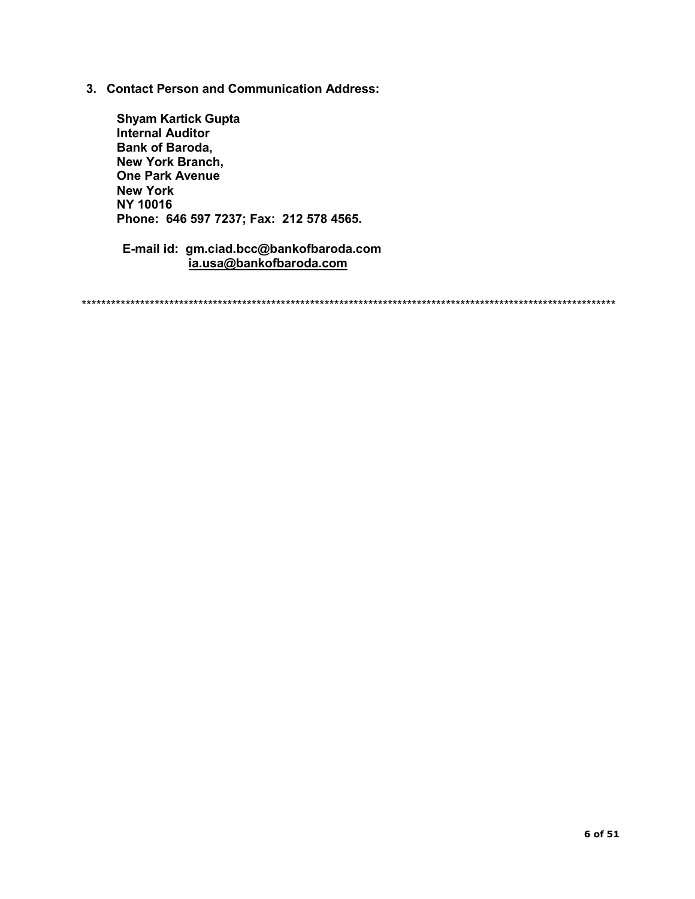### 3. Contact Person and Communication Address:

**Shyam Kartick Gupta**
**Internal Auditor**
**Bank of Baroda,**
**New York Branch,**
**One Park Avenue**
**New York**
**NY 10016**
**Phone: 646 597 7237; Fax: 212 578 4565.**

**E-mail id: gm.ciad.bcc@bankofbaroda.com**
**ia.usa@bankofbaroda.com**

********************************************************************************************************************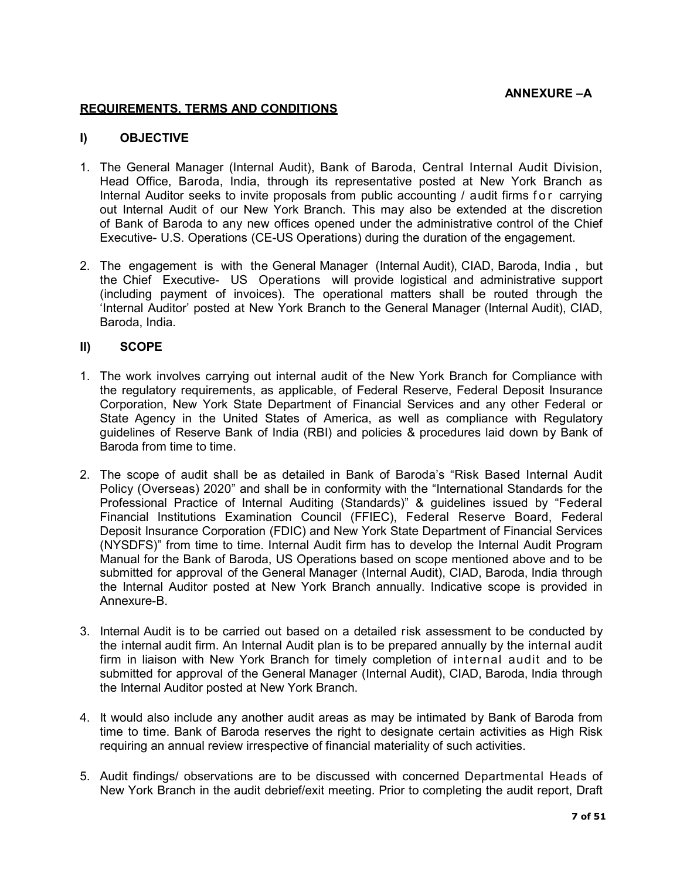**ANNEXURE –A**

## REQUIREMENTS, TERMS AND CONDITIONS

### I) OBJECTIVE

1. The General Manager (Internal Audit), Bank of Baroda, Central Internal Audit Division, Head Office, Baroda, India, through its representative posted at New York Branch as Internal Auditor seeks to invite proposals from public accounting / audit firms for carrying out Internal Audit of our New York Branch. This may also be extended at the discretion of Bank of Baroda to any new offices opened under the administrative control of the Chief Executive- U.S. Operations (CE-US Operations) during the duration of the engagement.

2. The engagement is with the General Manager (Internal Audit), CIAD, Baroda, India , but the Chief Executive- US Operations will provide logistical and administrative support (including payment of invoices). The operational matters shall be routed through the 'Internal Auditor' posted at New York Branch to the General Manager (Internal Audit), CIAD, Baroda, India.

### II) SCOPE

1. The work involves carrying out internal audit of the New York Branch for Compliance with the regulatory requirements, as applicable, of Federal Reserve, Federal Deposit Insurance Corporation, New York State Department of Financial Services and any other Federal or State Agency in the United States of America, as well as compliance with Regulatory guidelines of Reserve Bank of India (RBI) and policies & procedures laid down by Bank of Baroda from time to time.

2. The scope of audit shall be as detailed in Bank of Baroda's "Risk Based Internal Audit Policy (Overseas) 2020" and shall be in conformity with the "International Standards for the Professional Practice of Internal Auditing (Standards)" & guidelines issued by "Federal Financial Institutions Examination Council (FFIEC), Federal Reserve Board, Federal Deposit Insurance Corporation (FDIC) and New York State Department of Financial Services (NYSDFS)" from time to time. Internal Audit firm has to develop the Internal Audit Program Manual for the Bank of Baroda, US Operations based on scope mentioned above and to be submitted for approval of the General Manager (Internal Audit), CIAD, Baroda, India through the Internal Auditor posted at New York Branch annually. Indicative scope is provided in Annexure-B.

3. Internal Audit is to be carried out based on a detailed risk assessment to be conducted by the internal audit firm. An Internal Audit plan is to be prepared annually by the internal audit firm in liaison with New York Branch for timely completion of internal audit and to be submitted for approval of the General Manager (Internal Audit), CIAD, Baroda, India through the Internal Auditor posted at New York Branch.

4. It would also include any another audit areas as may be intimated by Bank of Baroda from time to time. Bank of Baroda reserves the right to designate certain activities as High Risk requiring an annual review irrespective of financial materiality of such activities.

5. Audit findings/ observations are to be discussed with concerned Departmental Heads of New York Branch in the audit debrief/exit meeting. Prior to completing the audit report, Draft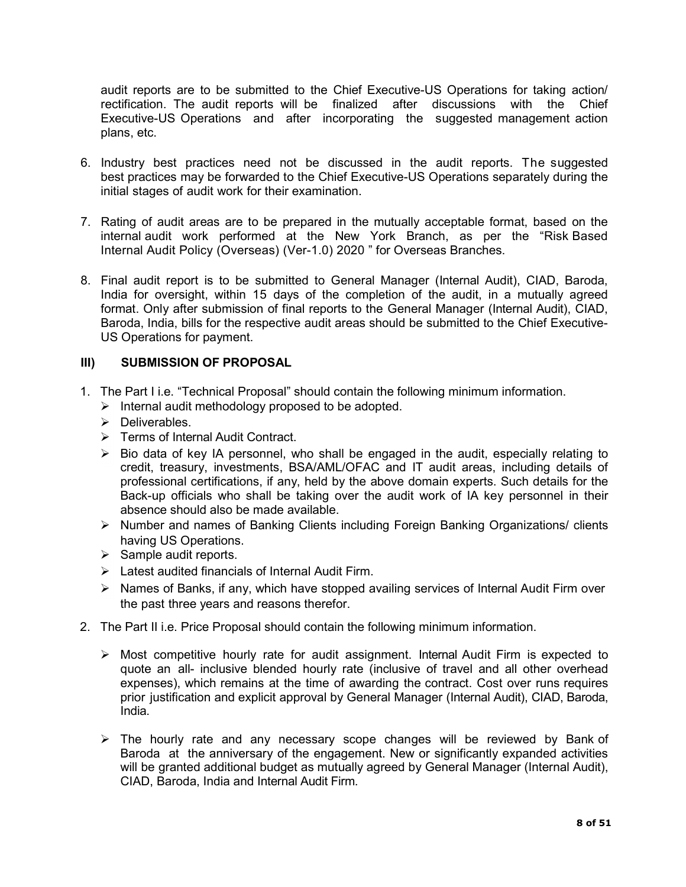audit reports are to be submitted to the Chief Executive-US Operations for taking action/ rectification. The audit reports will be finalized after discussions with the Chief Executive-US Operations and after incorporating the suggested management action plans, etc.

6. Industry best practices need not be discussed in the audit reports. The suggested best practices may be forwarded to the Chief Executive-US Operations separately during the initial stages of audit work for their examination.

7. Rating of audit areas are to be prepared in the mutually acceptable format, based on the internal audit work performed at the New York Branch, as per the "Risk Based Internal Audit Policy (Overseas) (Ver-1.0) 2020 " for Overseas Branches.

8. Final audit report is to be submitted to General Manager (Internal Audit), CIAD, Baroda, India for oversight, within 15 days of the completion of the audit, in a mutually agreed format. Only after submission of final reports to the General Manager (Internal Audit), CIAD, Baroda, India, bills for the respective audit areas should be submitted to the Chief Executive-US Operations for payment.

## III) SUBMISSION OF PROPOSAL

1. The Part I i.e. "Technical Proposal" should contain the following minimum information.
   - Internal audit methodology proposed to be adopted.
   - Deliverables.
   - Terms of Internal Audit Contract.
   - Bio data of key IA personnel, who shall be engaged in the audit, especially relating to credit, treasury, investments, BSA/AML/OFAC and IT audit areas, including details of professional certifications, if any, held by the above domain experts. Such details for the Back-up officials who shall be taking over the audit work of IA key personnel in their absence should also be made available.
   - Number and names of Banking Clients including Foreign Banking Organizations/ clients having US Operations.
   - Sample audit reports.
   - Latest audited financials of Internal Audit Firm.
   - Names of Banks, if any, which have stopped availing services of Internal Audit Firm over the past three years and reasons therefor.

2. The Part II i.e. Price Proposal should contain the following minimum information.

   - Most competitive hourly rate for audit assignment. Internal Audit Firm is expected to quote an all- inclusive blended hourly rate (inclusive of travel and all other overhead expenses), which remains at the time of awarding the contract. Cost over runs requires prior justification and explicit approval by General Manager (Internal Audit), CIAD, Baroda, India.

   - The hourly rate and any necessary scope changes will be reviewed by Bank of Baroda at the anniversary of the engagement. New or significantly expanded activities will be granted additional budget as mutually agreed by General Manager (Internal Audit), CIAD, Baroda, India and Internal Audit Firm.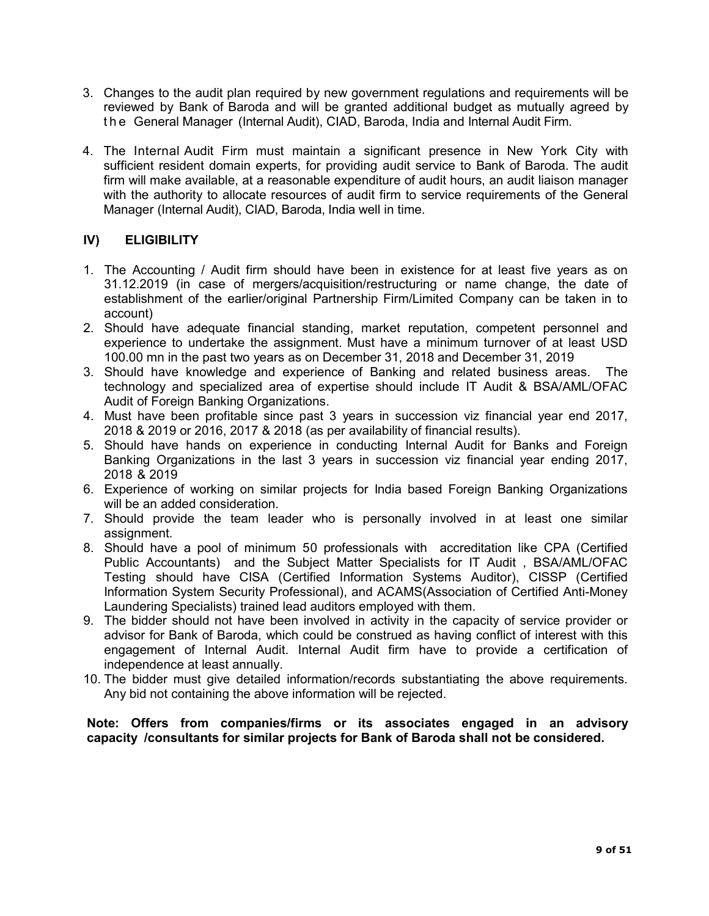3. Changes to the audit plan required by new government regulations and requirements will be reviewed by Bank of Baroda and will be granted additional budget as mutually agreed by the General Manager (Internal Audit), CIAD, Baroda, India and Internal Audit Firm.

4. The Internal Audit Firm must maintain a significant presence in New York City with sufficient resident domain experts, for providing audit service to Bank of Baroda. The audit firm will make available, at a reasonable expenditure of audit hours, an audit liaison manager with the authority to allocate resources of audit firm to service requirements of the General Manager (Internal Audit), CIAD, Baroda, India well in time.

## IV) ELIGIBILITY

1. The Accounting / Audit firm should have been in existence for at least five years as on 31.12.2019 (in case of mergers/acquisition/restructuring or name change, the date of establishment of the earlier/original Partnership Firm/Limited Company can be taken in to account)
2. Should have adequate financial standing, market reputation, competent personnel and experience to undertake the assignment. Must have a minimum turnover of at least USD 100.00 mn in the past two years as on December 31, 2018 and December 31, 2019
3. Should have knowledge and experience of Banking and related business areas. The technology and specialized area of expertise should include IT Audit & BSA/AML/OFAC Audit of Foreign Banking Organizations.
4. Must have been profitable since past 3 years in succession viz financial year end 2017, 2018 & 2019 or 2016, 2017 & 2018 (as per availability of financial results).
5. Should have hands on experience in conducting Internal Audit for Banks and Foreign Banking Organizations in the last 3 years in succession viz financial year ending 2017, 2018 & 2019
6. Experience of working on similar projects for India based Foreign Banking Organizations will be an added consideration.
7. Should provide the team leader who is personally involved in at least one similar assignment.
8. Should have a pool of minimum 50 professionals with accreditation like CPA (Certified Public Accountants) and the Subject Matter Specialists for IT Audit , BSA/AML/OFAC Testing should have CISA (Certified Information Systems Auditor), CISSP (Certified Information System Security Professional), and ACAMS(Association of Certified Anti-Money Laundering Specialists) trained lead auditors employed with them.
9. The bidder should not have been involved in activity in the capacity of service provider or advisor for Bank of Baroda, which could be construed as having conflict of interest with this engagement of Internal Audit. Internal Audit firm have to provide a certification of independence at least annually.
10. The bidder must give detailed information/records substantiating the above requirements. Any bid not containing the above information will be rejected.

**Note: Offers from companies/firms or its associates engaged in an advisory capacity /consultants for similar projects for Bank of Baroda shall not be considered.**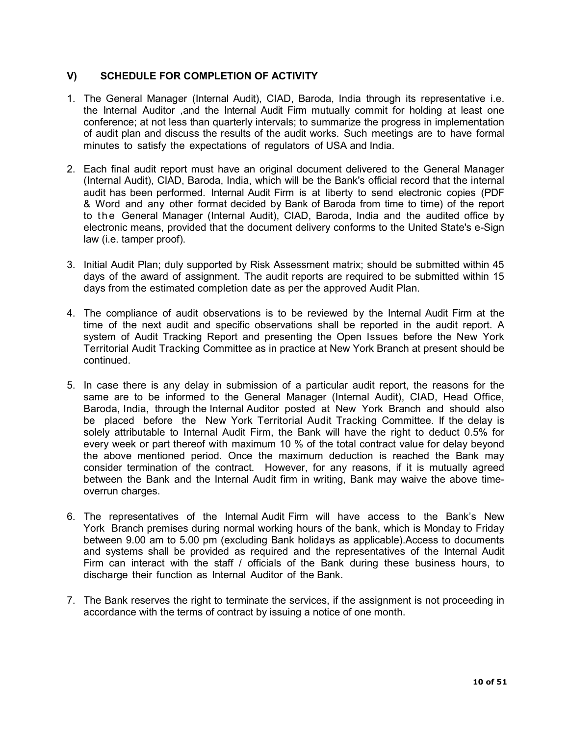## V) SCHEDULE FOR COMPLETION OF ACTIVITY

1. The General Manager (Internal Audit), CIAD, Baroda, India through its representative i.e. the Internal Auditor ,and the Internal Audit Firm mutually commit for holding at least one conference; at not less than quarterly intervals; to summarize the progress in implementation of audit plan and discuss the results of the audit works. Such meetings are to have formal minutes to satisfy the expectations of regulators of USA and India.

2. Each final audit report must have an original document delivered to the General Manager (Internal Audit), CIAD, Baroda, India, which will be the Bank's official record that the internal audit has been performed. Internal Audit Firm is at liberty to send electronic copies (PDF & Word and any other format decided by Bank of Baroda from time to time) of the report to the General Manager (Internal Audit), CIAD, Baroda, India and the audited office by electronic means, provided that the document delivery conforms to the United State's e-Sign law (i.e. tamper proof).

3. Initial Audit Plan; duly supported by Risk Assessment matrix; should be submitted within 45 days of the award of assignment. The audit reports are required to be submitted within 15 days from the estimated completion date as per the approved Audit Plan.

4. The compliance of audit observations is to be reviewed by the Internal Audit Firm at the time of the next audit and specific observations shall be reported in the audit report. A system of Audit Tracking Report and presenting the Open Issues before the New York Territorial Audit Tracking Committee as in practice at New York Branch at present should be continued.

5. In case there is any delay in submission of a particular audit report, the reasons for the same are to be informed to the General Manager (Internal Audit), CIAD, Head Office, Baroda, India, through the Internal Auditor posted at New York Branch and should also be placed before the New York Territorial Audit Tracking Committee. If the delay is solely attributable to Internal Audit Firm, the Bank will have the right to deduct 0.5% for every week or part thereof with maximum 10 % of the total contract value for delay beyond the above mentioned period. Once the maximum deduction is reached the Bank may consider termination of the contract. However, for any reasons, if it is mutually agreed between the Bank and the Internal Audit firm in writing, Bank may waive the above time-overrun charges.

6. The representatives of the Internal Audit Firm will have access to the Bank's New York Branch premises during normal working hours of the bank, which is Monday to Friday between 9.00 am to 5.00 pm (excluding Bank holidays as applicable).Access to documents and systems shall be provided as required and the representatives of the Internal Audit Firm can interact with the staff / officials of the Bank during these business hours, to discharge their function as Internal Auditor of the Bank.

7. The Bank reserves the right to terminate the services, if the assignment is not proceeding in accordance with the terms of contract by issuing a notice of one month.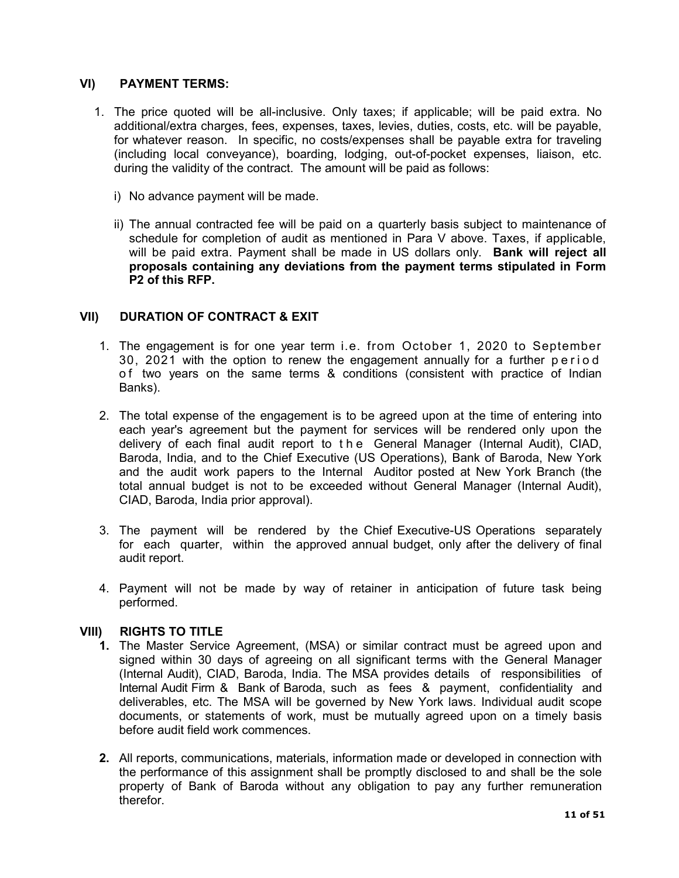### VI) PAYMENT TERMS:

1. The price quoted will be all-inclusive. Only taxes; if applicable; will be paid extra. No additional/extra charges, fees, expenses, taxes, levies, duties, costs, etc. will be payable, for whatever reason. In specific, no costs/expenses shall be payable extra for traveling (including local conveyance), boarding, lodging, out-of-pocket expenses, liaison, etc. during the validity of the contract. The amount will be paid as follows:

   i) No advance payment will be made.

   ii) The annual contracted fee will be paid on a quarterly basis subject to maintenance of schedule for completion of audit as mentioned in Para V above. Taxes, if applicable, will be paid extra. Payment shall be made in US dollars only. **Bank will reject all proposals containing any deviations from the payment terms stipulated in Form P2 of this RFP.**

### VII) DURATION OF CONTRACT & EXIT

1. The engagement is for one year term i.e. from October 1, 2020 to September 30, 2021 with the option to renew the engagement annually for a further period of two years on the same terms & conditions (consistent with practice of Indian Banks).

2. The total expense of the engagement is to be agreed upon at the time of entering into each year's agreement but the payment for services will be rendered only upon the delivery of each final audit report to the General Manager (Internal Audit), CIAD, Baroda, India, and to the Chief Executive (US Operations), Bank of Baroda, New York and the audit work papers to the Internal Auditor posted at New York Branch (the total annual budget is not to be exceeded without General Manager (Internal Audit), CIAD, Baroda, India prior approval).

3. The payment will be rendered by the Chief Executive-US Operations separately for each quarter, within the approved annual budget, only after the delivery of final audit report.

4. Payment will not be made by way of retainer in anticipation of future task being performed.

### VIII) RIGHTS TO TITLE

1. The Master Service Agreement, (MSA) or similar contract must be agreed upon and signed within 30 days of agreeing on all significant terms with the General Manager (Internal Audit), CIAD, Baroda, India. The MSA provides details of responsibilities of Internal Audit Firm & Bank of Baroda, such as fees & payment, confidentiality and deliverables, etc. The MSA will be governed by New York laws. Individual audit scope documents, or statements of work, must be mutually agreed upon on a timely basis before audit field work commences.

2. All reports, communications, materials, information made or developed in connection with the performance of this assignment shall be promptly disclosed to and shall be the sole property of Bank of Baroda without any obligation to pay any further remuneration therefor.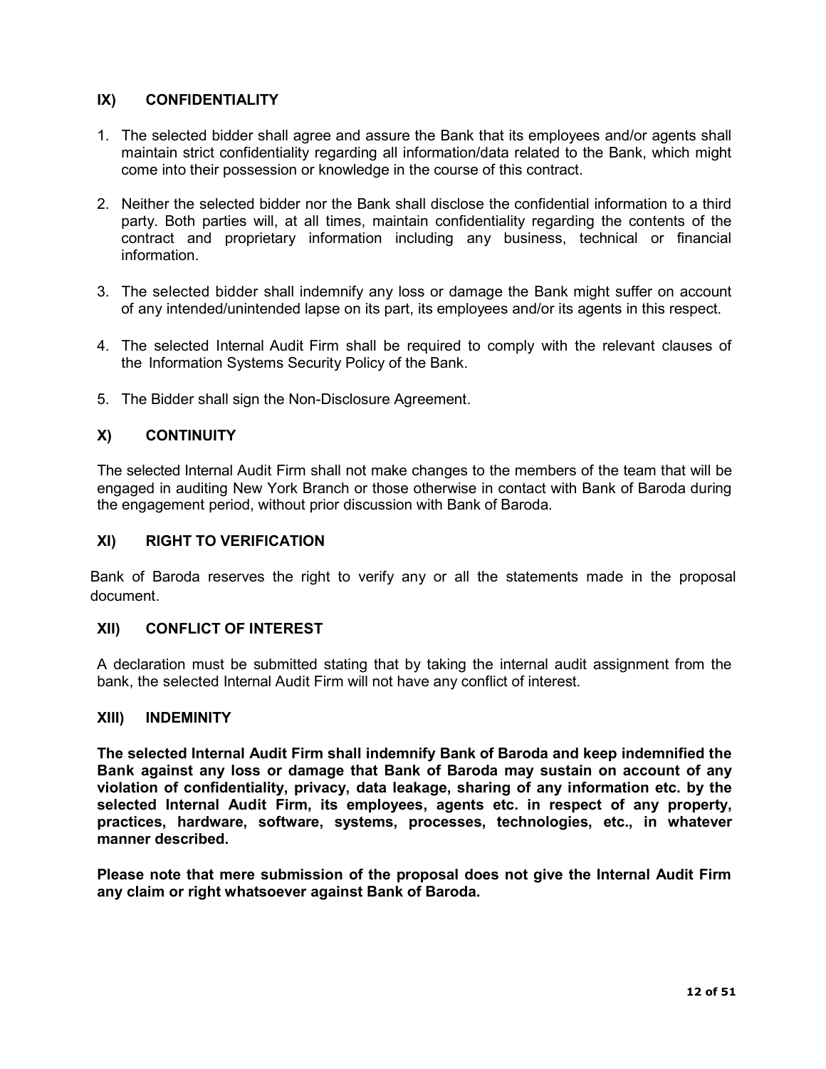## IX) CONFIDENTIALITY

1. The selected bidder shall agree and assure the Bank that its employees and/or agents shall maintain strict confidentiality regarding all information/data related to the Bank, which might come into their possession or knowledge in the course of this contract.

2. Neither the selected bidder nor the Bank shall disclose the confidential information to a third party. Both parties will, at all times, maintain confidentiality regarding the contents of the contract and proprietary information including any business, technical or financial information.

3. The selected bidder shall indemnify any loss or damage the Bank might suffer on account of any intended/unintended lapse on its part, its employees and/or its agents in this respect.

4. The selected Internal Audit Firm shall be required to comply with the relevant clauses of the Information Systems Security Policy of the Bank.

5. The Bidder shall sign the Non-Disclosure Agreement.

## X) CONTINUITY

The selected Internal Audit Firm shall not make changes to the members of the team that will be engaged in auditing New York Branch or those otherwise in contact with Bank of Baroda during the engagement period, without prior discussion with Bank of Baroda.

## XI) RIGHT TO VERIFICATION

Bank of Baroda reserves the right to verify any or all the statements made in the proposal document.

## XII) CONFLICT OF INTEREST

A declaration must be submitted stating that by taking the internal audit assignment from the bank, the selected Internal Audit Firm will not have any conflict of interest.

## XIII) INDEMINITY

**The selected Internal Audit Firm shall indemnify Bank of Baroda and keep indemnified the Bank against any loss or damage that Bank of Baroda may sustain on account of any violation of confidentiality, privacy, data leakage, sharing of any information etc. by the selected Internal Audit Firm, its employees, agents etc. in respect of any property, practices, hardware, software, systems, processes, technologies, etc., in whatever manner described.**

**Please note that mere submission of the proposal does not give the Internal Audit Firm any claim or right whatsoever against Bank of Baroda.**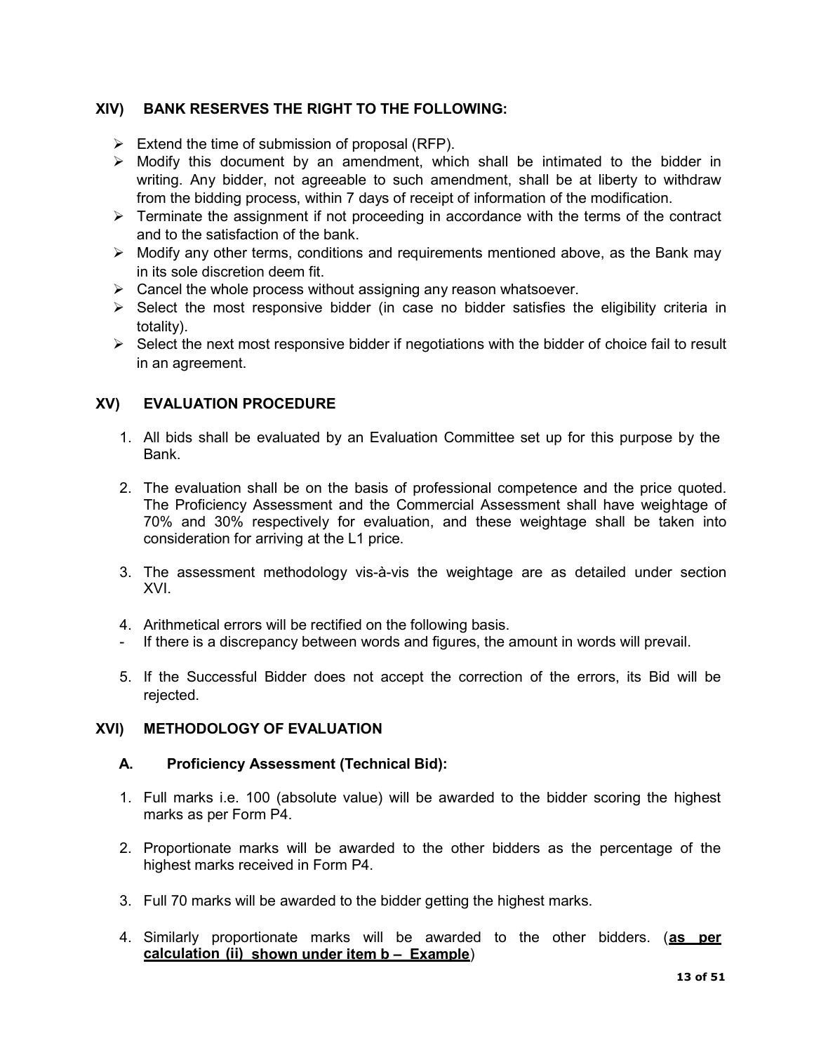## XIV) BANK RESERVES THE RIGHT TO THE FOLLOWING:

- Extend the time of submission of proposal (RFP).
- Modify this document by an amendment, which shall be intimated to the bidder in writing. Any bidder, not agreeable to such amendment, shall be at liberty to withdraw from the bidding process, within 7 days of receipt of information of the modification.
- Terminate the assignment if not proceeding in accordance with the terms of the contract and to the satisfaction of the bank.
- Modify any other terms, conditions and requirements mentioned above, as the Bank may in its sole discretion deem fit.
- Cancel the whole process without assigning any reason whatsoever.
- Select the most responsive bidder (in case no bidder satisfies the eligibility criteria in totality).
- Select the next most responsive bidder if negotiations with the bidder of choice fail to result in an agreement.

## XV) EVALUATION PROCEDURE

1. All bids shall be evaluated by an Evaluation Committee set up for this purpose by the Bank.

2. The evaluation shall be on the basis of professional competence and the price quoted. The Proficiency Assessment and the Commercial Assessment shall have weightage of 70% and 30% respectively for evaluation, and these weightage shall be taken into consideration for arriving at the L1 price.

3. The assessment methodology vis-à-vis the weightage are as detailed under section XVI.

4. Arithmetical errors will be rectified on the following basis.

- If there is a discrepancy between words and figures, the amount in words will prevail.

5. If the Successful Bidder does not accept the correction of the errors, its Bid will be rejected.

## XVI) METHODOLOGY OF EVALUATION

### A. Proficiency Assessment (Technical Bid):

1. Full marks i.e. 100 (absolute value) will be awarded to the bidder scoring the highest marks as per Form P4.

2. Proportionate marks will be awarded to the other bidders as the percentage of the highest marks received in Form P4.

3. Full 70 marks will be awarded to the bidder getting the highest marks.

4. Similarly proportionate marks will be awarded to the other bidders. (**as per calculation (ii) shown under item b – Example**)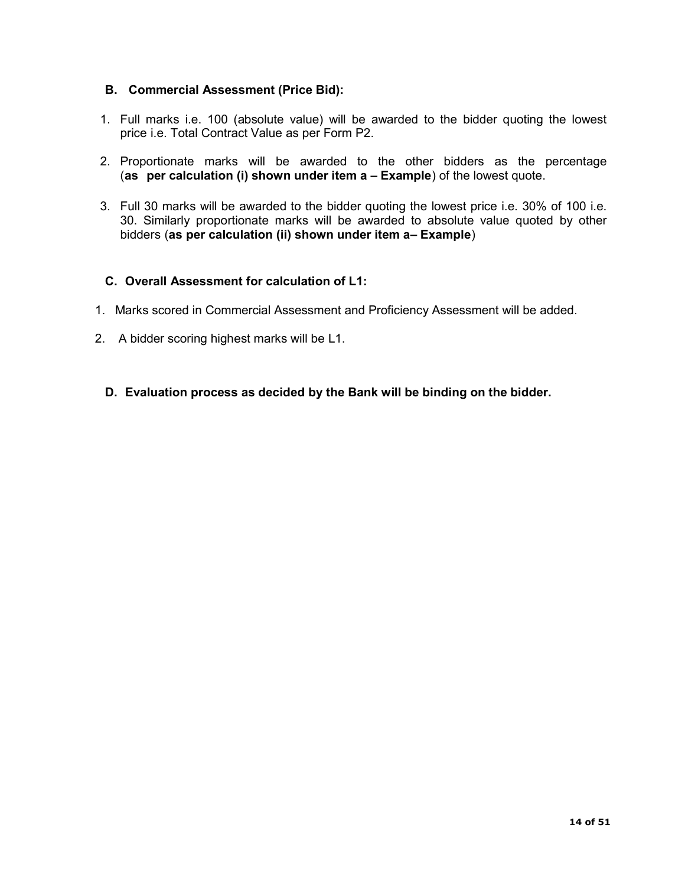### B. Commercial Assessment (Price Bid):

1. Full marks i.e. 100 (absolute value) will be awarded to the bidder quoting the lowest price i.e. Total Contract Value as per Form P2.
2. Proportionate marks will be awarded to the other bidders as the percentage (**as per calculation (i) shown under item a – Example**) of the lowest quote.
3. Full 30 marks will be awarded to the bidder quoting the lowest price i.e. 30% of 100 i.e. 30. Similarly proportionate marks will be awarded to absolute value quoted by other bidders (**as per calculation (ii) shown under item a– Example**)

### C. Overall Assessment for calculation of L1:

1. Marks scored in Commercial Assessment and Proficiency Assessment will be added.
2. A bidder scoring highest marks will be L1.

### D. Evaluation process as decided by the Bank will be binding on the bidder.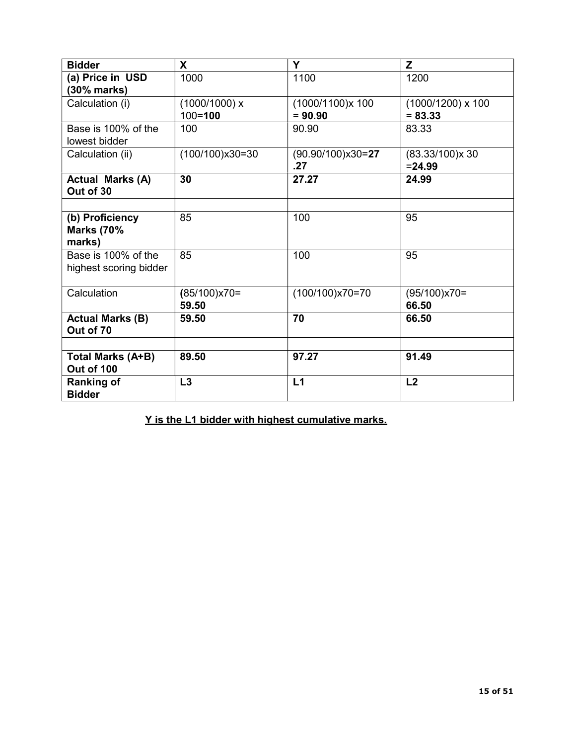| **Bidder** | **X** | **Y** | **Z** |
| --- | --- | --- | --- |
| **(a) Price in USD (30% marks)** | 1000 | 1100 | 1200 |
| Calculation (i) | (1000/1000) x 100=**100** | (1000/1100)x 100 = **90.90** | (1000/1200) x 100 = **83.33** |
| Base is 100% of the lowest bidder | 100 | 90.90 | 83.33 |
| Calculation (ii) | (100/100)x30=30 | (90.90/100)x30=**27.27** | (83.33/100)x 30 =**24.99** |
| **Actual Marks (A) Out of 30** | **30** | **27.27** | **24.99** |
| | | | |
| **(b) Proficiency Marks (70% marks)** | 85 | 100 | 95 |
| Base is 100% of the highest scoring bidder | 85 | 100 | 95 |
| Calculation | **(**85/100)x70= **59.50** | (100/100)x70=70 | (95/100)x70= **66.50** |
| **Actual Marks (B) Out of 70** | **59.50** | **70** | **66.50** |
| | | | |
| **Total Marks (A+B) Out of 100** | **89.50** | **97.27** | **91.49** |
| **Ranking of Bidder** | **L3** | **L1** | **L2** |

**Y is the L1 bidder with highest cumulative marks.**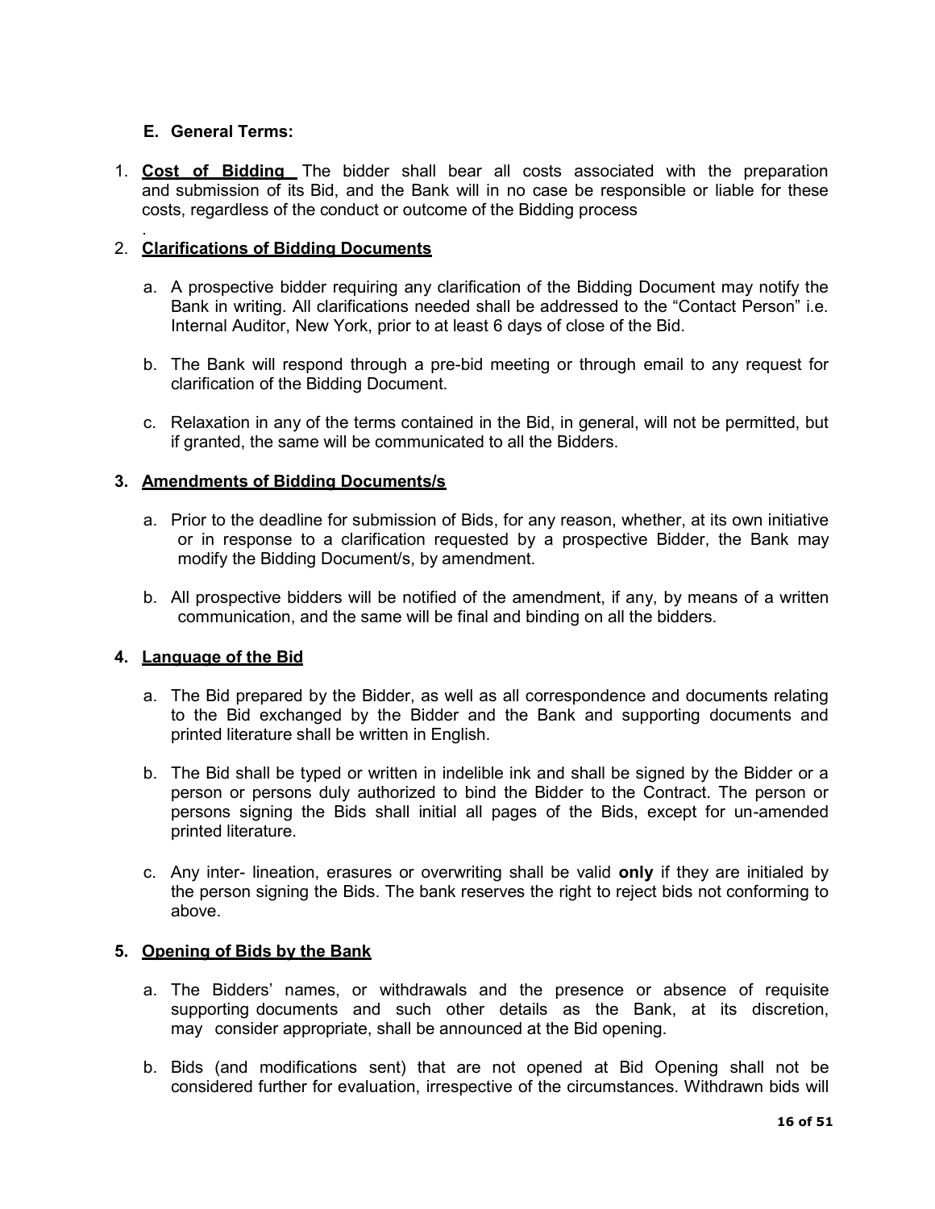### E. General Terms:

1. **Cost of Bidding** The bidder shall bear all costs associated with the preparation and submission of its Bid, and the Bank will in no case be responsible or liable for these costs, regardless of the conduct or outcome of the Bidding process
.
2. **Clarifications of Bidding Documents**

    a. A prospective bidder requiring any clarification of the Bidding Document may notify the Bank in writing. All clarifications needed shall be addressed to the "Contact Person" i.e. Internal Auditor, New York, prior to at least 6 days of close of the Bid.

    b. The Bank will respond through a pre-bid meeting or through email to any request for clarification of the Bidding Document.

    c. Relaxation in any of the terms contained in the Bid, in general, will not be permitted, but if granted, the same will be communicated to all the Bidders.

3. **Amendments of Bidding Documents/s**

    a. Prior to the deadline for submission of Bids, for any reason, whether, at its own initiative or in response to a clarification requested by a prospective Bidder, the Bank may modify the Bidding Document/s, by amendment.

    b. All prospective bidders will be notified of the amendment, if any, by means of a written communication, and the same will be final and binding on all the bidders.

4. **Language of the Bid**

    a. The Bid prepared by the Bidder, as well as all correspondence and documents relating to the Bid exchanged by the Bidder and the Bank and supporting documents and printed literature shall be written in English.

    b. The Bid shall be typed or written in indelible ink and shall be signed by the Bidder or a person or persons duly authorized to bind the Bidder to the Contract. The person or persons signing the Bids shall initial all pages of the Bids, except for un-amended printed literature.

    c. Any inter- lineation, erasures or overwriting shall be valid **only** if they are initialed by the person signing the Bids. The bank reserves the right to reject bids not conforming to above.

5. **Opening of Bids by the Bank**

    a. The Bidders' names, or withdrawals and the presence or absence of requisite supporting documents and such other details as the Bank, at its discretion, may consider appropriate, shall be announced at the Bid opening.

    b. Bids (and modifications sent) that are not opened at Bid Opening shall not be considered further for evaluation, irrespective of the circumstances. Withdrawn bids will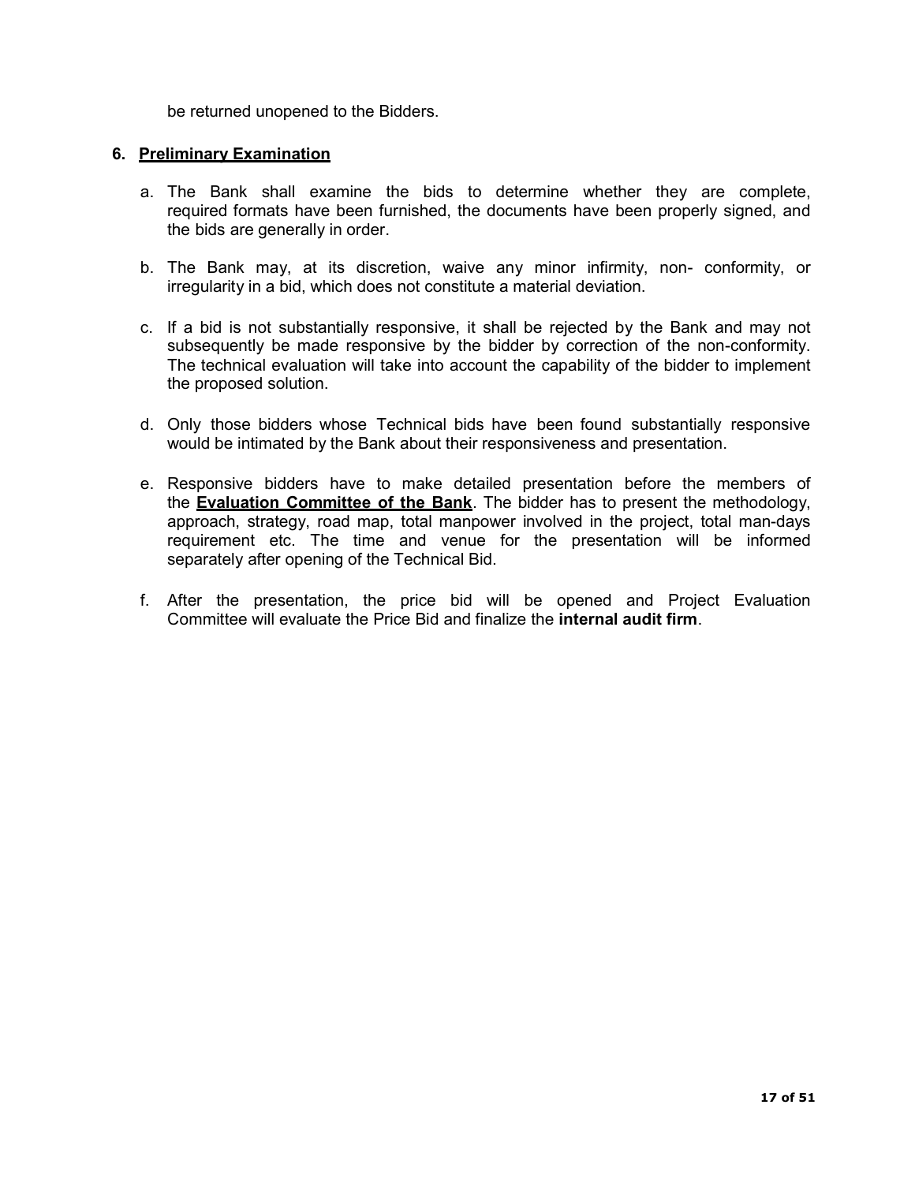be returned unopened to the Bidders.

## 6. Preliminary Examination

a. The Bank shall examine the bids to determine whether they are complete, required formats have been furnished, the documents have been properly signed, and the bids are generally in order.

b. The Bank may, at its discretion, waive any minor infirmity, non- conformity, or irregularity in a bid, which does not constitute a material deviation.

c. If a bid is not substantially responsive, it shall be rejected by the Bank and may not subsequently be made responsive by the bidder by correction of the non-conformity. The technical evaluation will take into account the capability of the bidder to implement the proposed solution.

d. Only those bidders whose Technical bids have been found substantially responsive would be intimated by the Bank about their responsiveness and presentation.

e. Responsive bidders have to make detailed presentation before the members of the **Evaluation Committee of the Bank**. The bidder has to present the methodology, approach, strategy, road map, total manpower involved in the project, total man-days requirement etc. The time and venue for the presentation will be informed separately after opening of the Technical Bid.

f. After the presentation, the price bid will be opened and Project Evaluation Committee will evaluate the Price Bid and finalize the **internal audit firm**.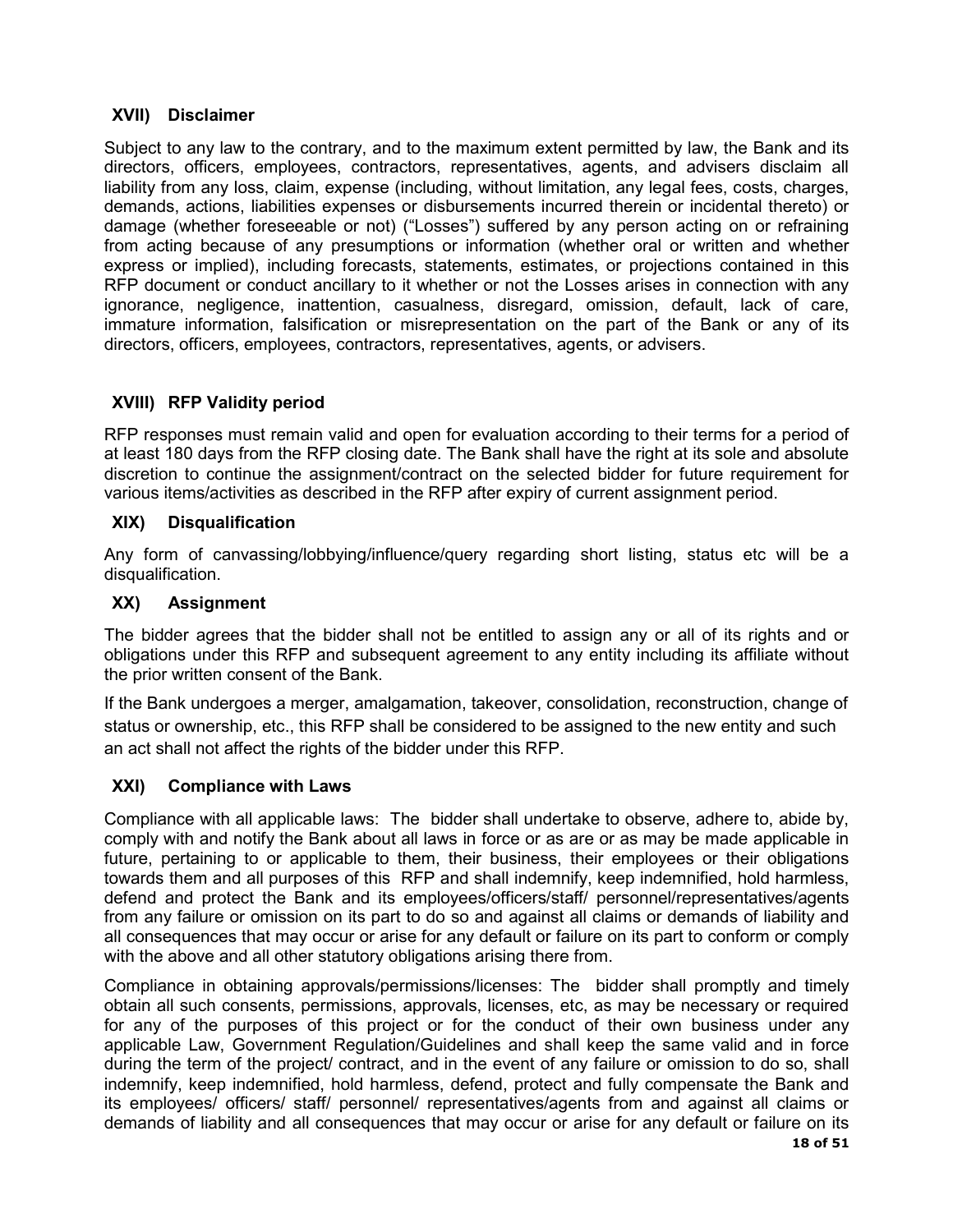### XVII) Disclaimer

Subject to any law to the contrary, and to the maximum extent permitted by law, the Bank and its directors, officers, employees, contractors, representatives, agents, and advisers disclaim all liability from any loss, claim, expense (including, without limitation, any legal fees, costs, charges, demands, actions, liabilities expenses or disbursements incurred therein or incidental thereto) or damage (whether foreseeable or not) ("Losses") suffered by any person acting on or refraining from acting because of any presumptions or information (whether oral or written and whether express or implied), including forecasts, statements, estimates, or projections contained in this RFP document or conduct ancillary to it whether or not the Losses arises in connection with any ignorance, negligence, inattention, casualness, disregard, omission, default, lack of care, immature information, falsification or misrepresentation on the part of the Bank or any of its directors, officers, employees, contractors, representatives, agents, or advisers.

### XVIII) RFP Validity period

RFP responses must remain valid and open for evaluation according to their terms for a period of at least 180 days from the RFP closing date. The Bank shall have the right at its sole and absolute discretion to continue the assignment/contract on the selected bidder for future requirement for various items/activities as described in the RFP after expiry of current assignment period.

### XIX) Disqualification

Any form of canvassing/lobbying/influence/query regarding short listing, status etc will be a disqualification.

### XX) Assignment

The bidder agrees that the bidder shall not be entitled to assign any or all of its rights and or obligations under this RFP and subsequent agreement to any entity including its affiliate without the prior written consent of the Bank.

If the Bank undergoes a merger, amalgamation, takeover, consolidation, reconstruction, change of status or ownership, etc., this RFP shall be considered to be assigned to the new entity and such an act shall not affect the rights of the bidder under this RFP.

### XXI) Compliance with Laws

Compliance with all applicable laws: The bidder shall undertake to observe, adhere to, abide by, comply with and notify the Bank about all laws in force or as are or as may be made applicable in future, pertaining to or applicable to them, their business, their employees or their obligations towards them and all purposes of this RFP and shall indemnify, keep indemnified, hold harmless, defend and protect the Bank and its employees/officers/staff/ personnel/representatives/agents from any failure or omission on its part to do so and against all claims or demands of liability and all consequences that may occur or arise for any default or failure on its part to conform or comply with the above and all other statutory obligations arising there from.

Compliance in obtaining approvals/permissions/licenses: The bidder shall promptly and timely obtain all such consents, permissions, approvals, licenses, etc, as may be necessary or required for any of the purposes of this project or for the conduct of their own business under any applicable Law, Government Regulation/Guidelines and shall keep the same valid and in force during the term of the project/ contract, and in the event of any failure or omission to do so, shall indemnify, keep indemnified, hold harmless, defend, protect and fully compensate the Bank and its employees/ officers/ staff/ personnel/ representatives/agents from and against all claims or demands of liability and all consequences that may occur or arise for any default or failure on its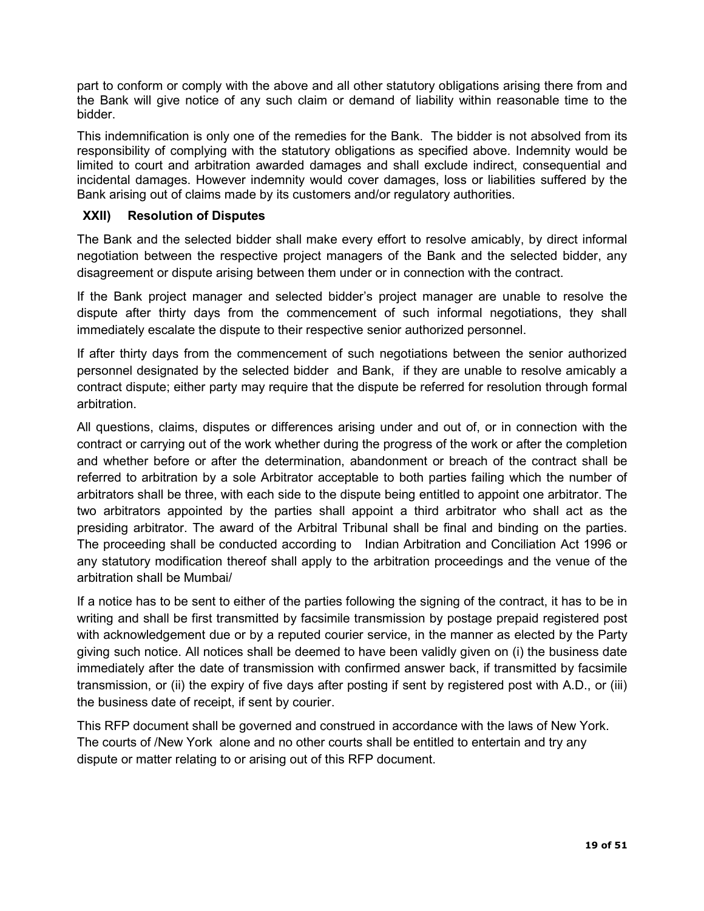part to conform or comply with the above and all other statutory obligations arising there from and the Bank will give notice of any such claim or demand of liability within reasonable time to the bidder.

This indemnification is only one of the remedies for the Bank. The bidder is not absolved from its responsibility of complying with the statutory obligations as specified above. Indemnity would be limited to court and arbitration awarded damages and shall exclude indirect, consequential and incidental damages. However indemnity would cover damages, loss or liabilities suffered by the Bank arising out of claims made by its customers and/or regulatory authorities.

### XXII) Resolution of Disputes

The Bank and the selected bidder shall make every effort to resolve amicably, by direct informal negotiation between the respective project managers of the Bank and the selected bidder, any disagreement or dispute arising between them under or in connection with the contract.

If the Bank project manager and selected bidder's project manager are unable to resolve the dispute after thirty days from the commencement of such informal negotiations, they shall immediately escalate the dispute to their respective senior authorized personnel.

If after thirty days from the commencement of such negotiations between the senior authorized personnel designated by the selected bidder and Bank, if they are unable to resolve amicably a contract dispute; either party may require that the dispute be referred for resolution through formal arbitration.

All questions, claims, disputes or differences arising under and out of, or in connection with the contract or carrying out of the work whether during the progress of the work or after the completion and whether before or after the determination, abandonment or breach of the contract shall be referred to arbitration by a sole Arbitrator acceptable to both parties failing which the number of arbitrators shall be three, with each side to the dispute being entitled to appoint one arbitrator. The two arbitrators appointed by the parties shall appoint a third arbitrator who shall act as the presiding arbitrator. The award of the Arbitral Tribunal shall be final and binding on the parties. The proceeding shall be conducted according to Indian Arbitration and Conciliation Act 1996 or any statutory modification thereof shall apply to the arbitration proceedings and the venue of the arbitration shall be Mumbai/

If a notice has to be sent to either of the parties following the signing of the contract, it has to be in writing and shall be first transmitted by facsimile transmission by postage prepaid registered post with acknowledgement due or by a reputed courier service, in the manner as elected by the Party giving such notice. All notices shall be deemed to have been validly given on (i) the business date immediately after the date of transmission with confirmed answer back, if transmitted by facsimile transmission, or (ii) the expiry of five days after posting if sent by registered post with A.D., or (iii) the business date of receipt, if sent by courier.

This RFP document shall be governed and construed in accordance with the laws of New York. The courts of /New York alone and no other courts shall be entitled to entertain and try any dispute or matter relating to or arising out of this RFP document.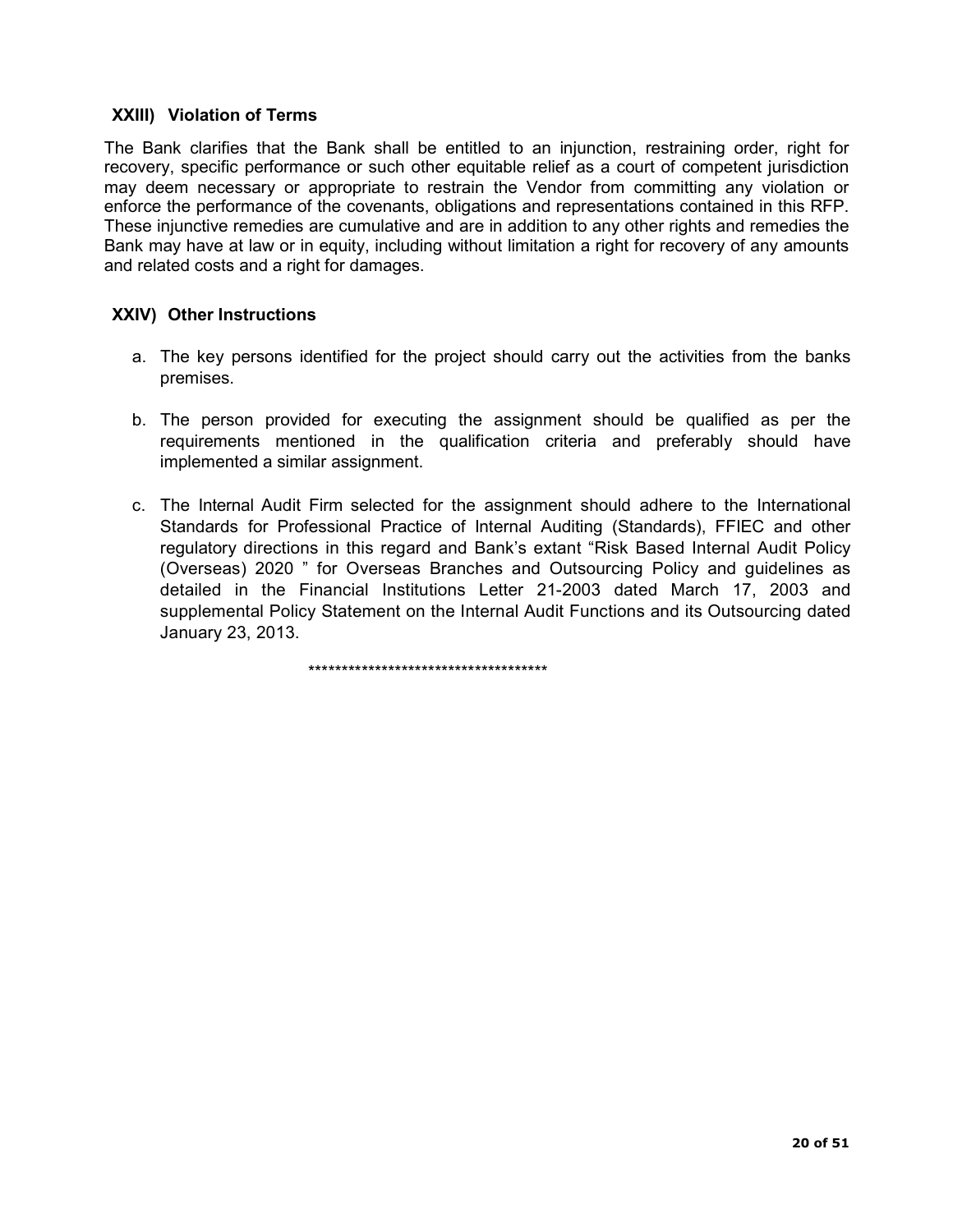### XXIII) Violation of Terms

The Bank clarifies that the Bank shall be entitled to an injunction, restraining order, right for recovery, specific performance or such other equitable relief as a court of competent jurisdiction may deem necessary or appropriate to restrain the Vendor from committing any violation or enforce the performance of the covenants, obligations and representations contained in this RFP. These injunctive remedies are cumulative and are in addition to any other rights and remedies the Bank may have at law or in equity, including without limitation a right for recovery of any amounts and related costs and a right for damages.

### XXIV) Other Instructions

a. The key persons identified for the project should carry out the activities from the banks premises.

b. The person provided for executing the assignment should be qualified as per the requirements mentioned in the qualification criteria and preferably should have implemented a similar assignment.

c. The Internal Audit Firm selected for the assignment should adhere to the International Standards for Professional Practice of Internal Auditing (Standards), FFIEC and other regulatory directions in this regard and Bank's extant "Risk Based Internal Audit Policy (Overseas) 2020 " for Overseas Branches and Outsourcing Policy and guidelines as detailed in the Financial Institutions Letter 21-2003 dated March 17, 2003 and supplemental Policy Statement on the Internal Audit Functions and its Outsourcing dated January 23, 2013.

*************************************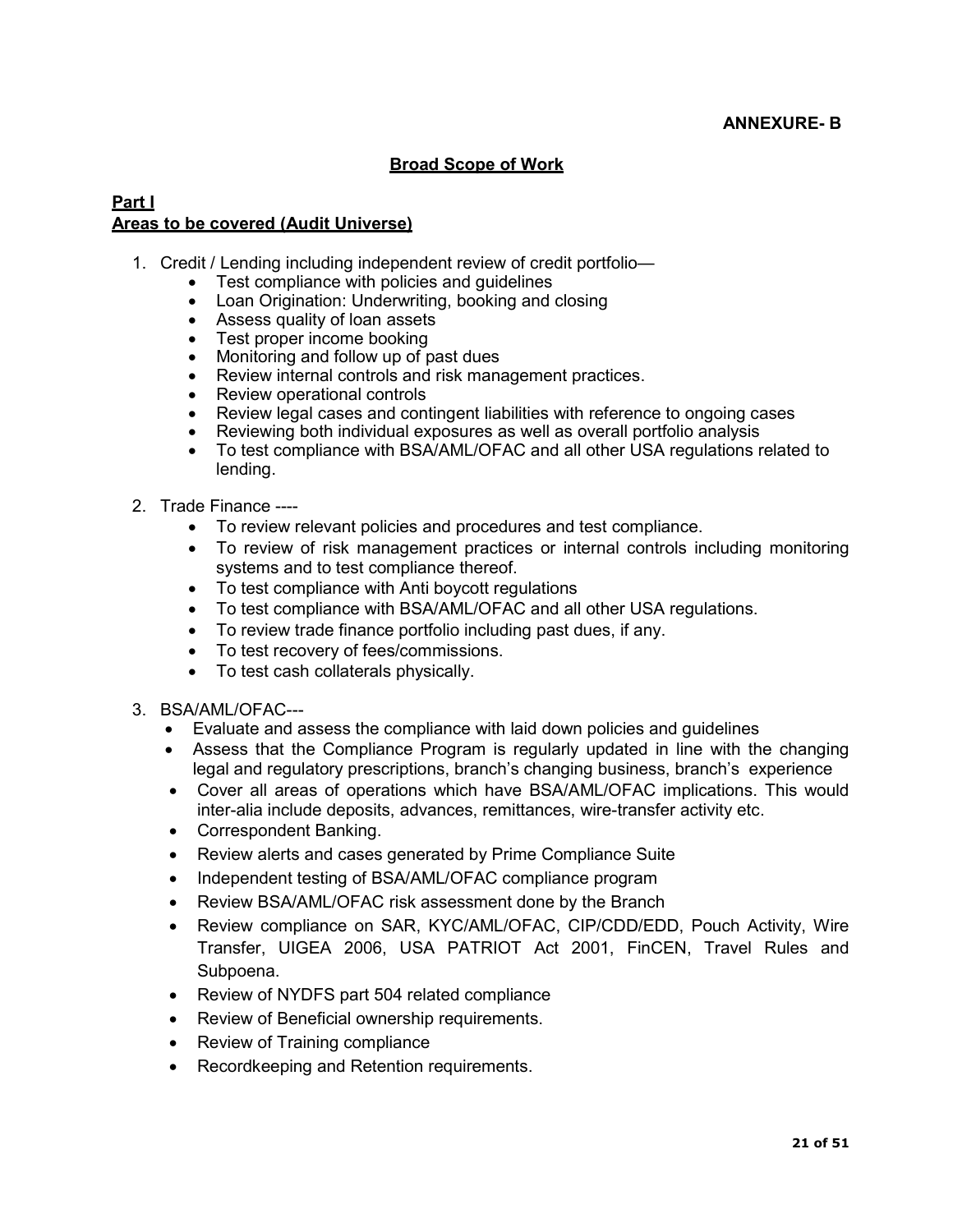**ANNEXURE- B**

## Broad Scope of Work

**Part I**
**Areas to be covered (Audit Universe)**

1. Credit / Lending including independent review of credit portfolio—
   - Test compliance with policies and guidelines
   - Loan Origination: Underwriting, booking and closing
   - Assess quality of loan assets
   - Test proper income booking
   - Monitoring and follow up of past dues
   - Review internal controls and risk management practices.
   - Review operational controls
   - Review legal cases and contingent liabilities with reference to ongoing cases
   - Reviewing both individual exposures as well as overall portfolio analysis
   - To test compliance with BSA/AML/OFAC and all other USA regulations related to lending.

2. Trade Finance ----
   - To review relevant policies and procedures and test compliance.
   - To review of risk management practices or internal controls including monitoring systems and to test compliance thereof.
   - To test compliance with Anti boycott regulations
   - To test compliance with BSA/AML/OFAC and all other USA regulations.
   - To review trade finance portfolio including past dues, if any.
   - To test recovery of fees/commissions.
   - To test cash collaterals physically.

3. BSA/AML/OFAC---
   - Evaluate and assess the compliance with laid down policies and guidelines
   - Assess that the Compliance Program is regularly updated in line with the changing legal and regulatory prescriptions, branch's changing business, branch's experience
   - Cover all areas of operations which have BSA/AML/OFAC implications. This would inter-alia include deposits, advances, remittances, wire-transfer activity etc.
   - Correspondent Banking.
   - Review alerts and cases generated by Prime Compliance Suite
   - Independent testing of BSA/AML/OFAC compliance program
   - Review BSA/AML/OFAC risk assessment done by the Branch
   - Review compliance on SAR, KYC/AML/OFAC, CIP/CDD/EDD, Pouch Activity, Wire Transfer, UIGEA 2006, USA PATRIOT Act 2001, FinCEN, Travel Rules and Subpoena.
   - Review of NYDFS part 504 related compliance
   - Review of Beneficial ownership requirements.
   - Review of Training compliance
   - Recordkeeping and Retention requirements.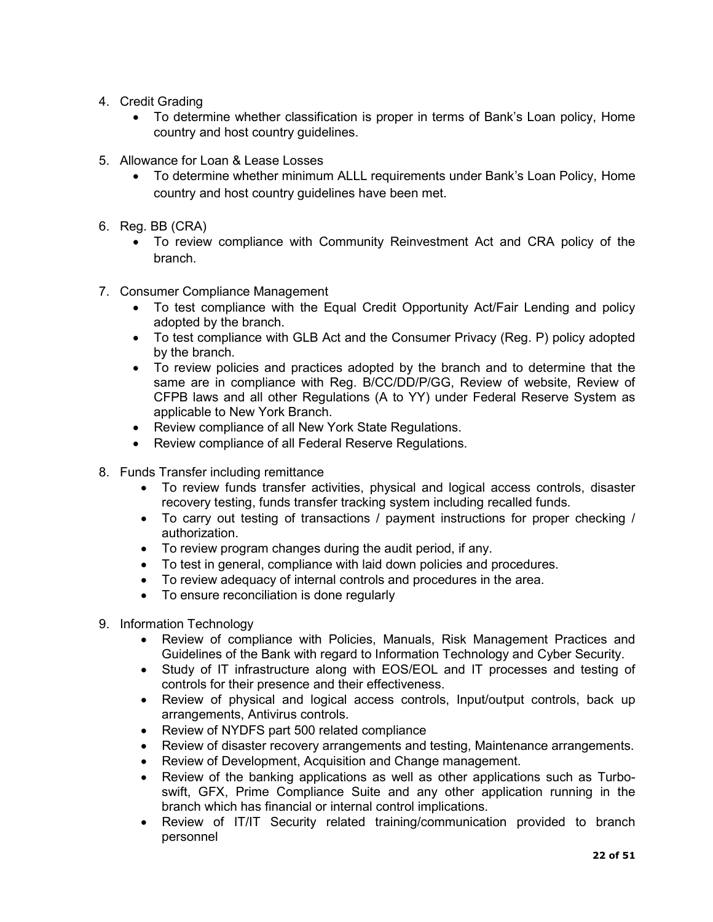4. Credit Grading
    - To determine whether classification is proper in terms of Bank's Loan policy, Home country and host country guidelines.

5. Allowance for Loan & Lease Losses
    - To determine whether minimum ALLL requirements under Bank's Loan Policy, Home country and host country guidelines have been met.

6. Reg. BB (CRA)
    - To review compliance with Community Reinvestment Act and CRA policy of the branch.

7. Consumer Compliance Management
    - To test compliance with the Equal Credit Opportunity Act/Fair Lending and policy adopted by the branch.
    - To test compliance with GLB Act and the Consumer Privacy (Reg. P) policy adopted by the branch.
    - To review policies and practices adopted by the branch and to determine that the same are in compliance with Reg. B/CC/DD/P/GG, Review of website, Review of CFPB laws and all other Regulations (A to YY) under Federal Reserve System as applicable to New York Branch.
    - Review compliance of all New York State Regulations.
    - Review compliance of all Federal Reserve Regulations.

8. Funds Transfer including remittance
    - To review funds transfer activities, physical and logical access controls, disaster recovery testing, funds transfer tracking system including recalled funds.
    - To carry out testing of transactions / payment instructions for proper checking / authorization.
    - To review program changes during the audit period, if any.
    - To test in general, compliance with laid down policies and procedures.
    - To review adequacy of internal controls and procedures in the area.
    - To ensure reconciliation is done regularly

9. Information Technology
    - Review of compliance with Policies, Manuals, Risk Management Practices and Guidelines of the Bank with regard to Information Technology and Cyber Security.
    - Study of IT infrastructure along with EOS/EOL and IT processes and testing of controls for their presence and their effectiveness.
    - Review of physical and logical access controls, Input/output controls, back up arrangements, Antivirus controls.
    - Review of NYDFS part 500 related compliance
    - Review of disaster recovery arrangements and testing, Maintenance arrangements.
    - Review of Development, Acquisition and Change management.
    - Review of the banking applications as well as other applications such as Turbo-swift, GFX, Prime Compliance Suite and any other application running in the branch which has financial or internal control implications.
    - Review of IT/IT Security related training/communication provided to branch personnel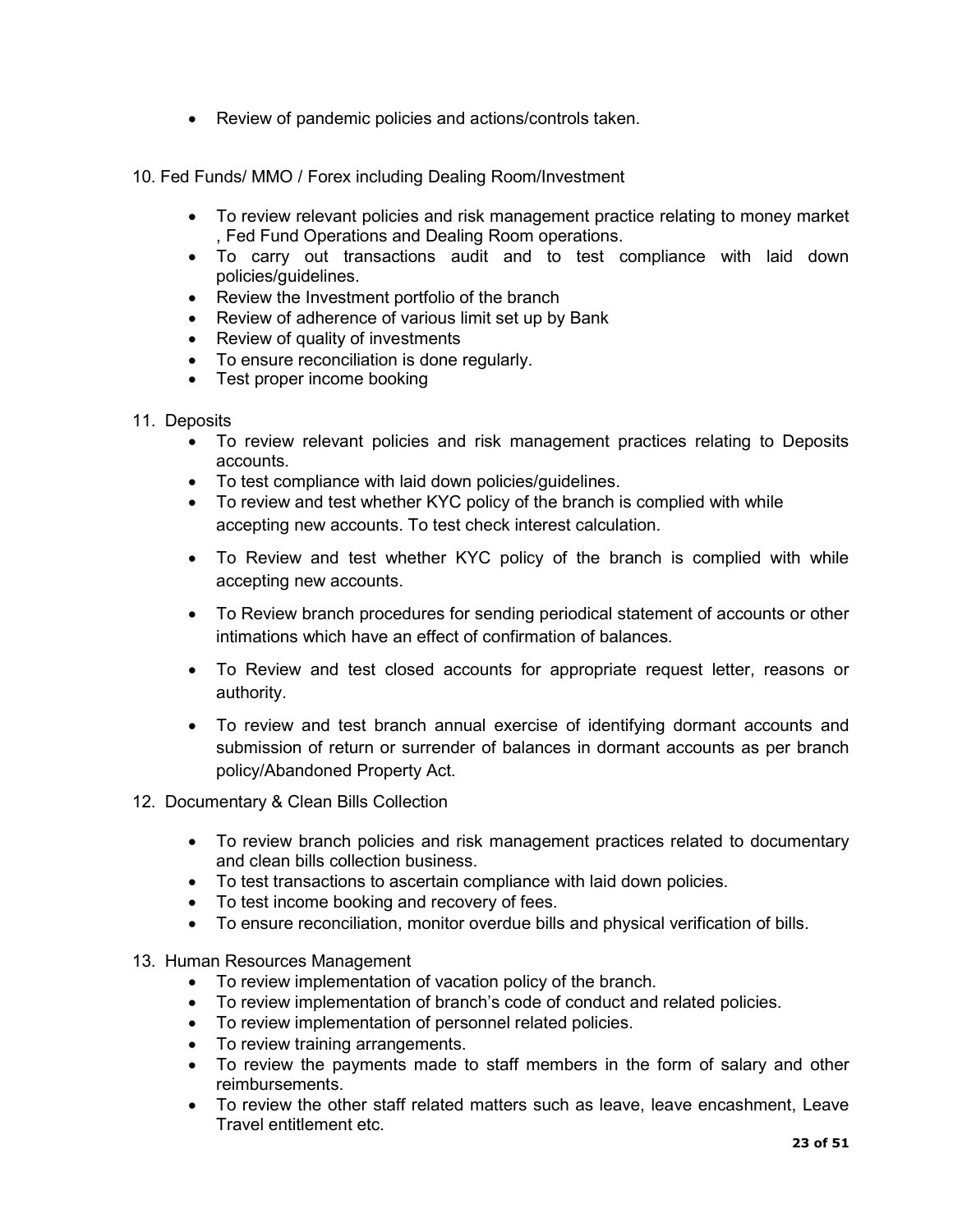- Review of pandemic policies and actions/controls taken.

10. Fed Funds/ MMO / Forex including Dealing Room/Investment

    - To review relevant policies and risk management practice relating to money market , Fed Fund Operations and Dealing Room operations.
    - To carry out transactions audit and to test compliance with laid down policies/guidelines.
    - Review the Investment portfolio of the branch
    - Review of adherence of various limit set up by Bank
    - Review of quality of investments
    - To ensure reconciliation is done regularly.
    - Test proper income booking

11. Deposits
    - To review relevant policies and risk management practices relating to Deposits accounts.
    - To test compliance with laid down policies/guidelines.
    - To review and test whether KYC policy of the branch is complied with while accepting new accounts. To test check interest calculation.
    - To Review and test whether KYC policy of the branch is complied with while accepting new accounts.
    - To Review branch procedures for sending periodical statement of accounts or other intimations which have an effect of confirmation of balances.
    - To Review and test closed accounts for appropriate request letter, reasons or authority.
    - To review and test branch annual exercise of identifying dormant accounts and submission of return or surrender of balances in dormant accounts as per branch policy/Abandoned Property Act.

12. Documentary & Clean Bills Collection

    - To review branch policies and risk management practices related to documentary and clean bills collection business.
    - To test transactions to ascertain compliance with laid down policies.
    - To test income booking and recovery of fees.
    - To ensure reconciliation, monitor overdue bills and physical verification of bills.

13. Human Resources Management
    - To review implementation of vacation policy of the branch.
    - To review implementation of branch's code of conduct and related policies.
    - To review implementation of personnel related policies.
    - To review training arrangements.
    - To review the payments made to staff members in the form of salary and other reimbursements.
    - To review the other staff related matters such as leave, leave encashment, Leave Travel entitlement etc.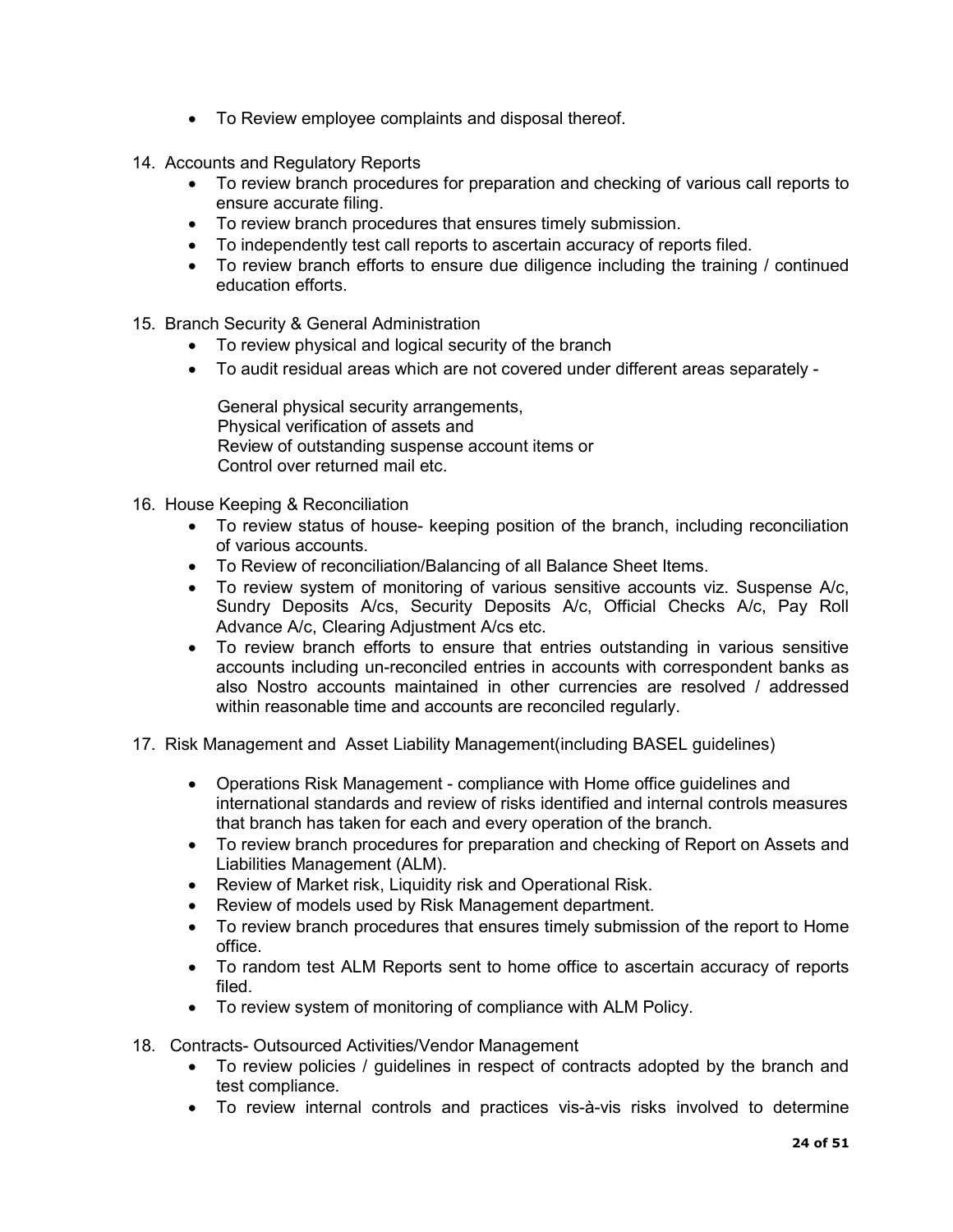- To Review employee complaints and disposal thereof.

14. Accounts and Regulatory Reports
    - To review branch procedures for preparation and checking of various call reports to ensure accurate filing.
    - To review branch procedures that ensures timely submission.
    - To independently test call reports to ascertain accuracy of reports filed.
    - To review branch efforts to ensure due diligence including the training / continued education efforts.

15. Branch Security & General Administration
    - To review physical and logical security of the branch
    - To audit residual areas which are not covered under different areas separately -

      General physical security arrangements,
      Physical verification of assets and
      Review of outstanding suspense account items or
      Control over returned mail etc.

16. House Keeping & Reconciliation
    - To review status of house- keeping position of the branch, including reconciliation of various accounts.
    - To Review of reconciliation/Balancing of all Balance Sheet Items.
    - To review system of monitoring of various sensitive accounts viz. Suspense A/c, Sundry Deposits A/cs, Security Deposits A/c, Official Checks A/c, Pay Roll Advance A/c, Clearing Adjustment A/cs etc.
    - To review branch efforts to ensure that entries outstanding in various sensitive accounts including un-reconciled entries in accounts with correspondent banks as also Nostro accounts maintained in other currencies are resolved / addressed within reasonable time and accounts are reconciled regularly.

17. Risk Management and Asset Liability Management(including BASEL guidelines)

    - Operations Risk Management - compliance with Home office guidelines and international standards and review of risks identified and internal controls measures that branch has taken for each and every operation of the branch.
    - To review branch procedures for preparation and checking of Report on Assets and Liabilities Management (ALM).
    - Review of Market risk, Liquidity risk and Operational Risk.
    - Review of models used by Risk Management department.
    - To review branch procedures that ensures timely submission of the report to Home office.
    - To random test ALM Reports sent to home office to ascertain accuracy of reports filed.
    - To review system of monitoring of compliance with ALM Policy.

18. Contracts- Outsourced Activities/Vendor Management
    - To review policies / guidelines in respect of contracts adopted by the branch and test compliance.
    - To review internal controls and practices vis-à-vis risks involved to determine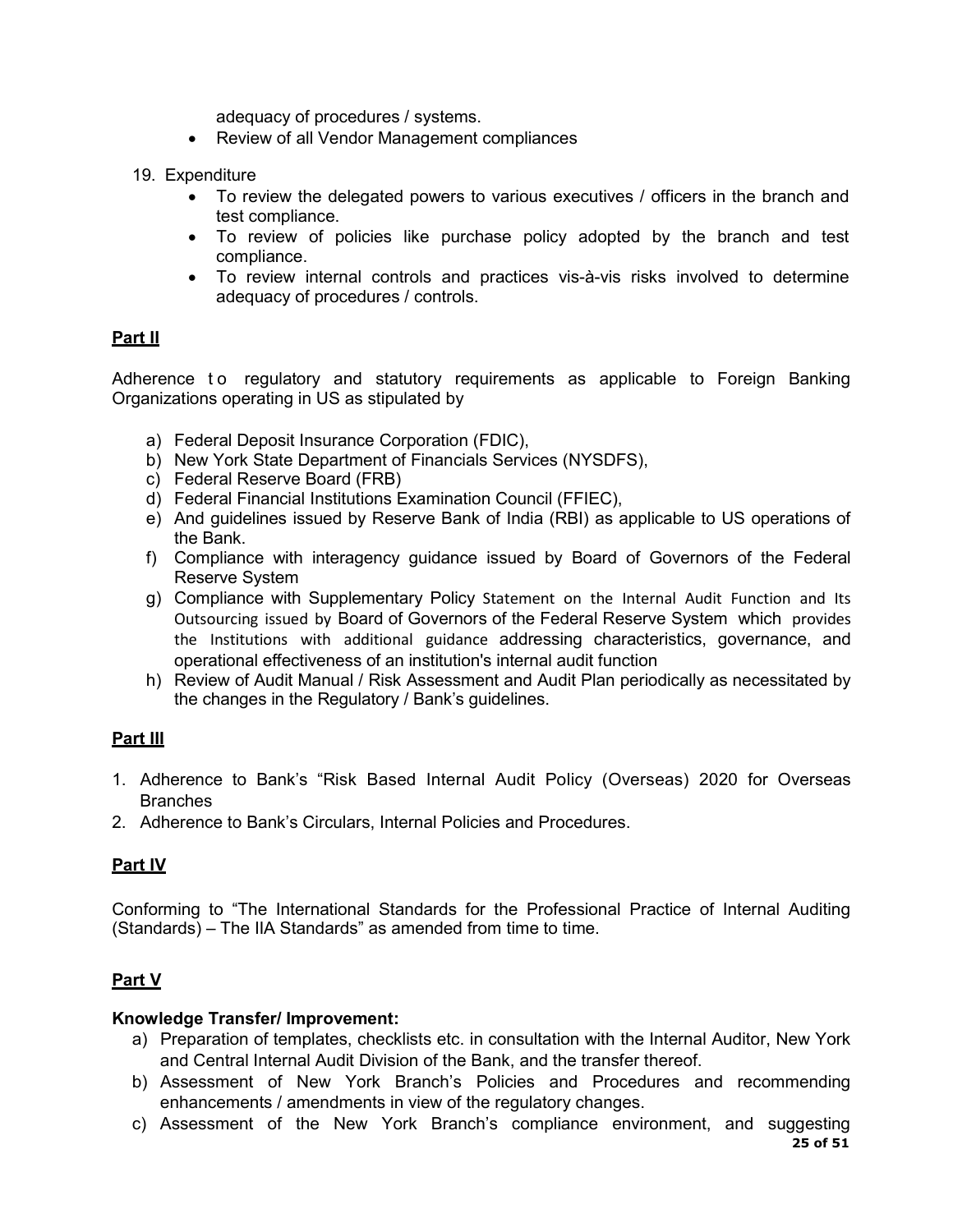adequacy of procedures / systems.
- Review of all Vendor Management compliances

19. Expenditure
    - To review the delegated powers to various executives / officers in the branch and test compliance.
    - To review of policies like purchase policy adopted by the branch and test compliance.
    - To review internal controls and practices vis-à-vis risks involved to determine adequacy of procedures / controls.

**Part II**

Adherence to regulatory and statutory requirements as applicable to Foreign Banking Organizations operating in US as stipulated by

a) Federal Deposit Insurance Corporation (FDIC),
b) New York State Department of Financials Services (NYSDFS),
c) Federal Reserve Board (FRB)
d) Federal Financial Institutions Examination Council (FFIEC),
e) And guidelines issued by Reserve Bank of India (RBI) as applicable to US operations of the Bank.
f) Compliance with interagency guidance issued by Board of Governors of the Federal Reserve System
g) Compliance with Supplementary Policy Statement on the Internal Audit Function and Its Outsourcing issued by Board of Governors of the Federal Reserve System which provides the Institutions with additional guidance addressing characteristics, governance, and operational effectiveness of an institution's internal audit function
h) Review of Audit Manual / Risk Assessment and Audit Plan periodically as necessitated by the changes in the Regulatory / Bank's guidelines.

**Part III**

1. Adherence to Bank's "Risk Based Internal Audit Policy (Overseas) 2020 for Overseas Branches
2. Adherence to Bank's Circulars, Internal Policies and Procedures.

**Part IV**

Conforming to "The International Standards for the Professional Practice of Internal Auditing (Standards) – The IIA Standards" as amended from time to time.

**Part V**

**Knowledge Transfer/ Improvement:**

a) Preparation of templates, checklists etc. in consultation with the Internal Auditor, New York and Central Internal Audit Division of the Bank, and the transfer thereof.
b) Assessment of New York Branch's Policies and Procedures and recommending enhancements / amendments in view of the regulatory changes.
c) Assessment of the New York Branch's compliance environment, and suggesting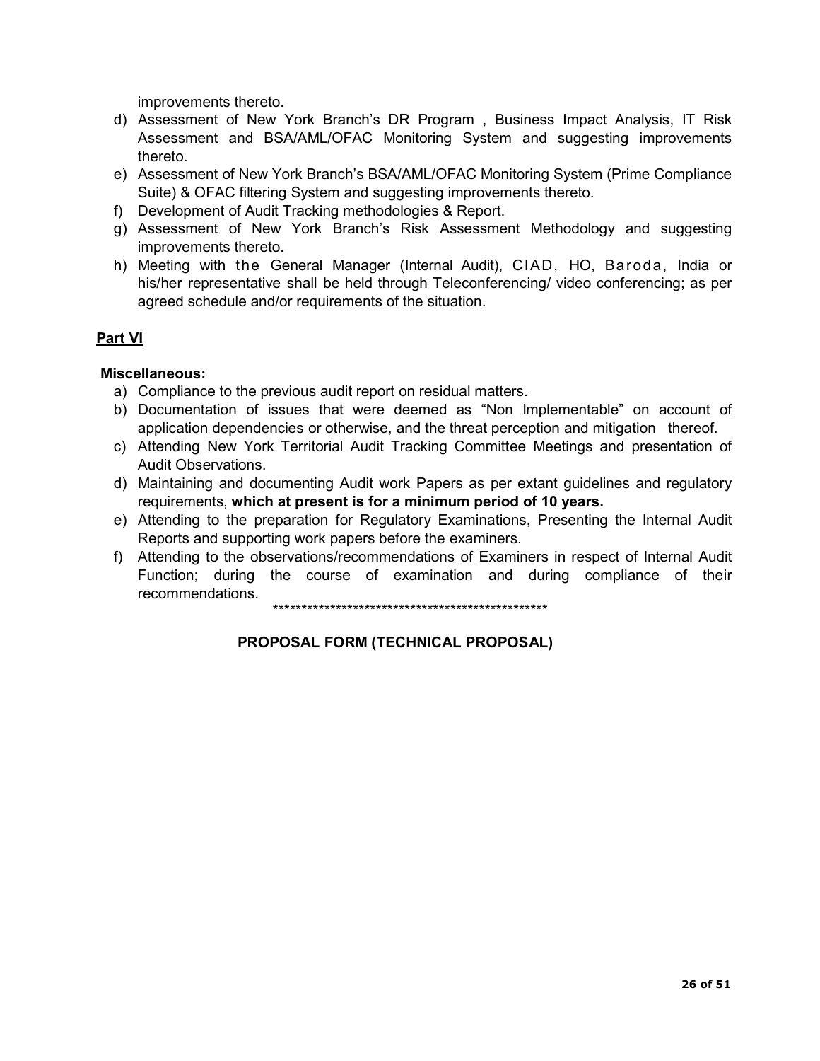improvements thereto.

d) Assessment of New York Branch's DR Program , Business Impact Analysis, IT Risk Assessment and BSA/AML/OFAC Monitoring System and suggesting improvements thereto.
e) Assessment of New York Branch's BSA/AML/OFAC Monitoring System (Prime Compliance Suite) & OFAC filtering System and suggesting improvements thereto.
f) Development of Audit Tracking methodologies & Report.
g) Assessment of New York Branch's Risk Assessment Methodology and suggesting improvements thereto.
h) Meeting with the General Manager (Internal Audit), CIAD, HO, Baroda, India or his/her representative shall be held through Teleconferencing/ video conferencing; as per agreed schedule and/or requirements of the situation.

## Part VI

**Miscellaneous:**

a) Compliance to the previous audit report on residual matters.
b) Documentation of issues that were deemed as "Non Implementable" on account of application dependencies or otherwise, and the threat perception and mitigation thereof.
c) Attending New York Territorial Audit Tracking Committee Meetings and presentation of Audit Observations.
d) Maintaining and documenting Audit work Papers as per extant guidelines and regulatory requirements, **which at present is for a minimum period of 10 years.**
e) Attending to the preparation for Regulatory Examinations, Presenting the Internal Audit Reports and supporting work papers before the examiners.
f) Attending to the observations/recommendations of Examiners in respect of Internal Audit Function; during the course of examination and during compliance of their recommendations.

**************************************************

## PROPOSAL FORM (TECHNICAL PROPOSAL)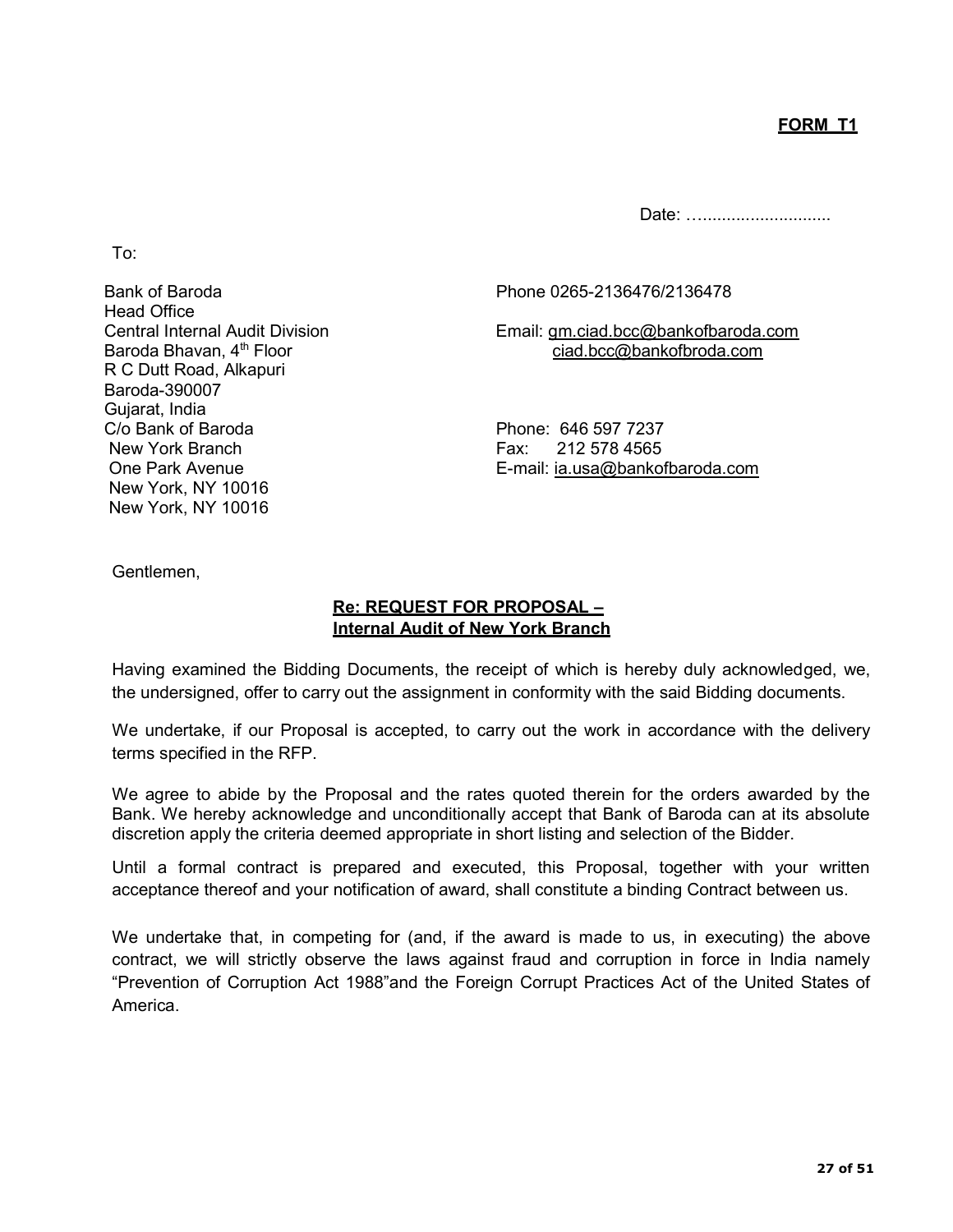**FORM T1**

Date: …..........................

To:

Bank of Baroda  
Head Office  
Central Internal Audit Division  
Baroda Bhavan, 4th Floor  
R C Dutt Road, Alkapuri  
Baroda-390007  
Gujarat, India

Phone 0265-2136476/2136478

Email: gm.ciad.bcc@bankofbaroda.com  
ciad.bcc@bankofbroda.com

C/o Bank of Baroda  
New York Branch  
One Park Avenue  
New York, NY 10016  
New York, NY 10016

Phone: 646 597 7237  
Fax: 212 578 4565  
E-mail: ia.usa@bankofbaroda.com

Gentlemen,

**Re: REQUEST FOR PROPOSAL –**  
**Internal Audit of New York Branch**

Having examined the Bidding Documents, the receipt of which is hereby duly acknowledged, we, the undersigned, offer to carry out the assignment in conformity with the said Bidding documents.

We undertake, if our Proposal is accepted, to carry out the work in accordance with the delivery terms specified in the RFP.

We agree to abide by the Proposal and the rates quoted therein for the orders awarded by the Bank. We hereby acknowledge and unconditionally accept that Bank of Baroda can at its absolute discretion apply the criteria deemed appropriate in short listing and selection of the Bidder.

Until a formal contract is prepared and executed, this Proposal, together with your written acceptance thereof and your notification of award, shall constitute a binding Contract between us.

We undertake that, in competing for (and, if the award is made to us, in executing) the above contract, we will strictly observe the laws against fraud and corruption in force in India namely "Prevention of Corruption Act 1988"and the Foreign Corrupt Practices Act of the United States of America.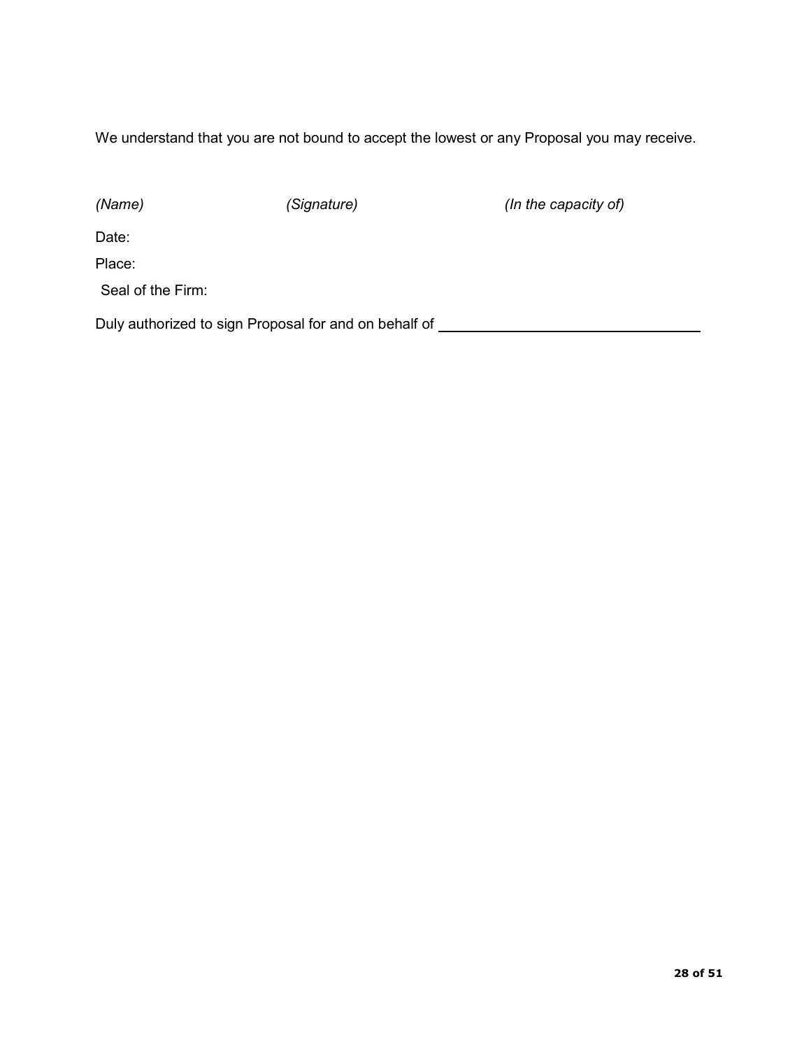We understand that you are not bound to accept the lowest or any Proposal you may receive.

*(Name)* *(Signature)* *(In the capacity of)*

Date:

Place:

Seal of the Firm:

Duly authorized to sign Proposal for and on behalf of ________________________________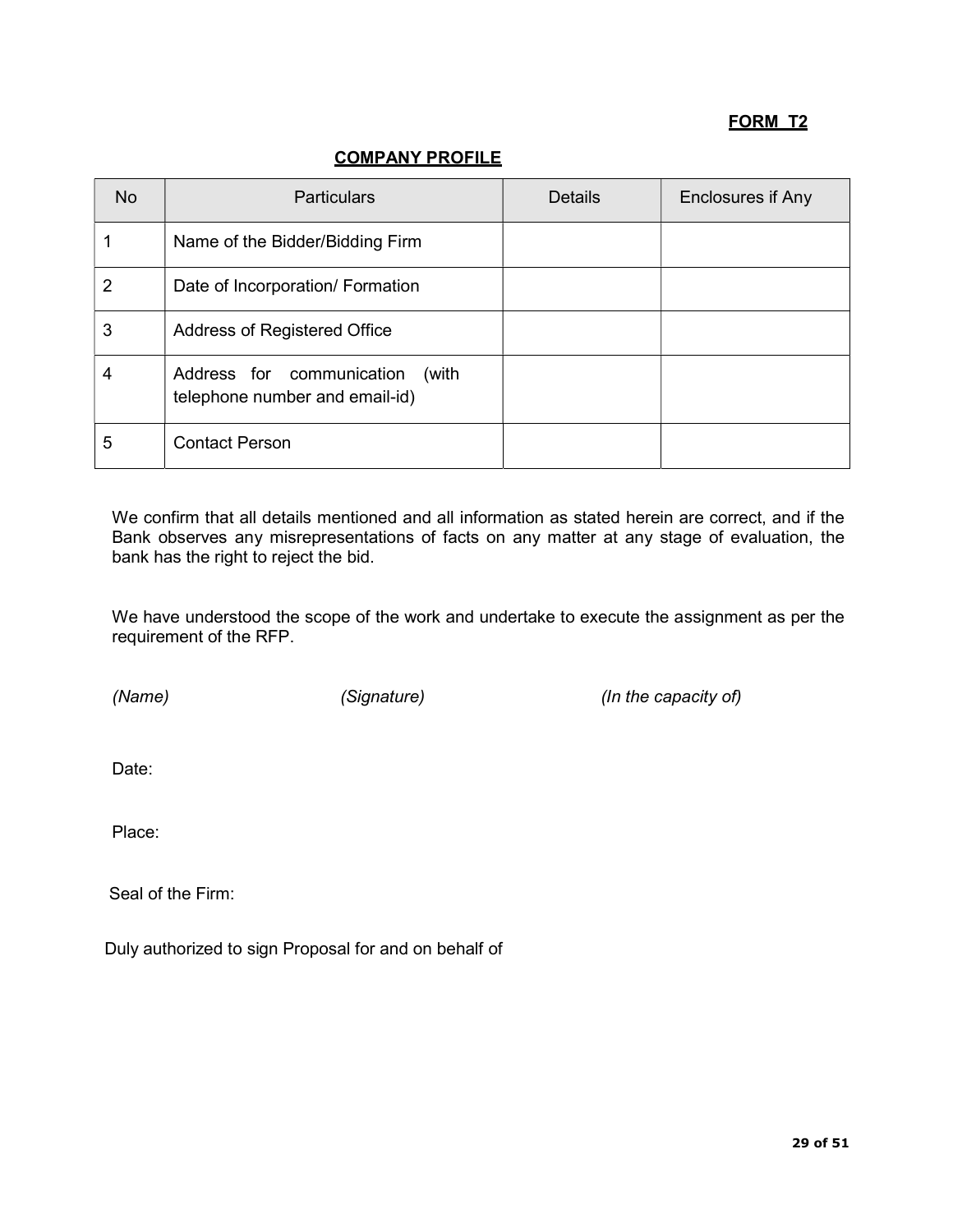**FORM T2**

## COMPANY PROFILE

| No | Particulars | Details | Enclosures if Any |
|---|---|---|---|
| 1 | Name of the Bidder/Bidding Firm | | |
| 2 | Date of Incorporation/ Formation | | |
| 3 | Address of Registered Office | | |
| 4 | Address for communication (with telephone number and email-id) | | |
| 5 | Contact Person | | |

We confirm that all details mentioned and all information as stated herein are correct, and if the Bank observes any misrepresentations of facts on any matter at any stage of evaluation, the bank has the right to reject the bid.

We have understood the scope of the work and undertake to execute the assignment as per the requirement of the RFP.

*(Name)* *(Signature)* *(In the capacity of)*

Date:

Place:

Seal of the Firm:

Duly authorized to sign Proposal for and on behalf of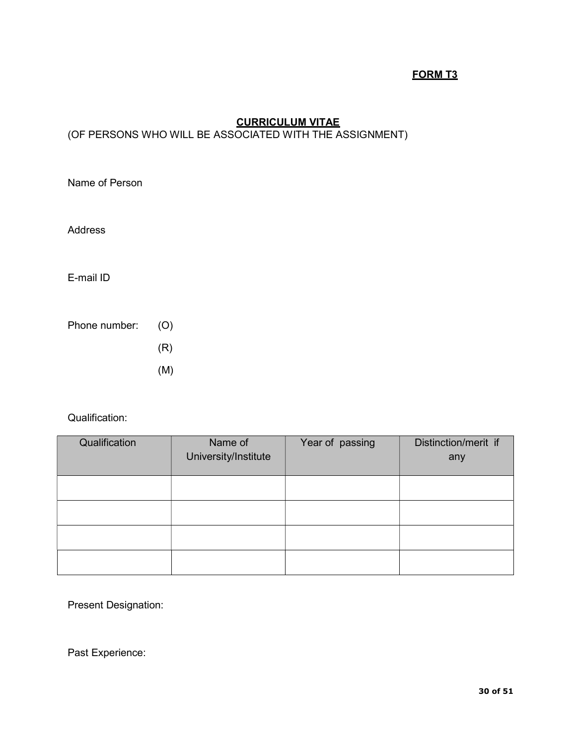**FORM T3**

## CURRICULUM VITAE

(OF PERSONS WHO WILL BE ASSOCIATED WITH THE ASSIGNMENT)

Name of Person

Address

E-mail ID

Phone number: (O)

(R)

(M)

Qualification:

| Qualification | Name of University/Institute | Year of passing | Distinction/merit if any |
|---|---|---|---|
| | | | |
| | | | |
| | | | |
| | | | |

Present Designation:

Past Experience: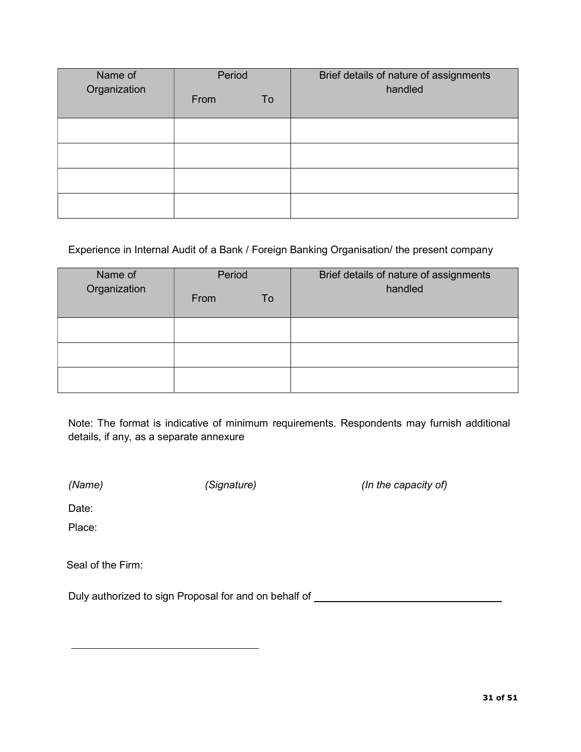| Name of Organization | Period | | Brief details of nature of assignments handled |
|---|---|---|---|
| | From | To | |
| | | | |
| | | | |
| | | | |
| | | | |

Experience in Internal Audit of a Bank / Foreign Banking Organisation/ the present company

| Name of Organization | Period | | Brief details of nature of assignments handled |
|---|---|---|---|
| | From | To | |
| | | | |
| | | | |
| | | | |

Note: The format is indicative of minimum requirements. Respondents may furnish additional details, if any, as a separate annexure

*(Name)* *(Signature)* *(In the capacity of)*

Date:

Place:

Seal of the Firm:

Duly authorized to sign Proposal for and on behalf of ________________________________

________________________________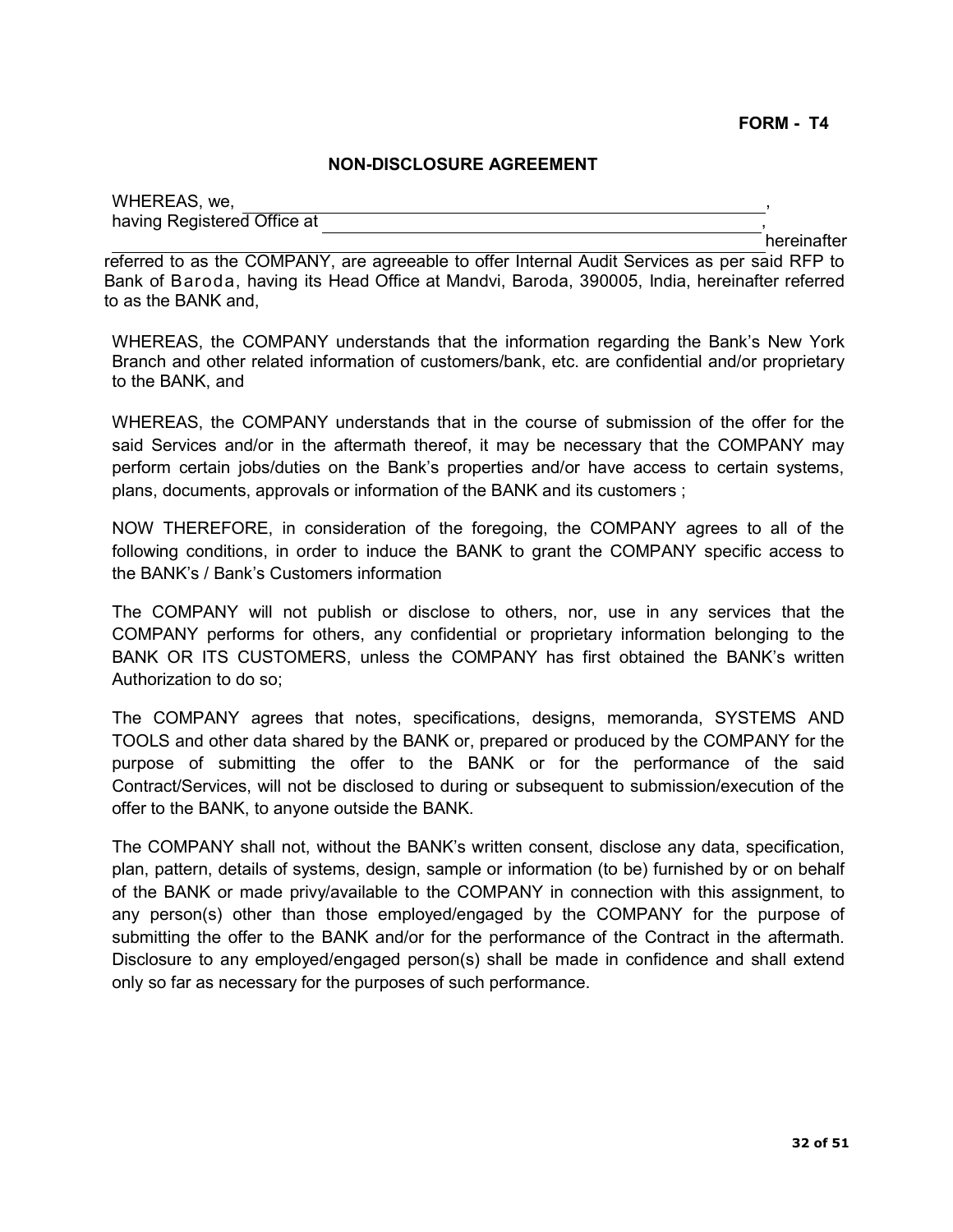**FORM - T4**

## NON-DISCLOSURE AGREEMENT

WHEREAS, we, \_\_\_\_\_\_\_\_\_\_\_\_\_\_\_\_\_\_\_\_\_\_\_\_\_\_\_\_\_\_\_\_\_\_\_\_\_\_\_\_\_\_\_\_\_\_,
having Registered Office at \_\_\_\_\_\_\_\_\_\_\_\_\_\_\_\_\_\_\_\_\_\_\_\_\_\_\_\_\_\_\_\_\_\_\_\_\_\_\_\_,
\_\_\_\_\_\_\_\_\_\_\_\_\_\_\_\_\_\_\_\_\_\_\_\_\_\_\_\_\_\_\_\_\_\_\_\_\_\_\_\_\_\_\_\_\_\_\_\_\_\_\_\_\_\_\_\_ hereinafter referred to as the COMPANY, are agreeable to offer Internal Audit Services as per said RFP to Bank of Baroda, having its Head Office at Mandvi, Baroda, 390005, India, hereinafter referred to as the BANK and,

WHEREAS, the COMPANY understands that the information regarding the Bank's New York Branch and other related information of customers/bank, etc. are confidential and/or proprietary to the BANK, and

WHEREAS, the COMPANY understands that in the course of submission of the offer for the said Services and/or in the aftermath thereof, it may be necessary that the COMPANY may perform certain jobs/duties on the Bank's properties and/or have access to certain systems, plans, documents, approvals or information of the BANK and its customers ;

NOW THEREFORE, in consideration of the foregoing, the COMPANY agrees to all of the following conditions, in order to induce the BANK to grant the COMPANY specific access to the BANK's / Bank's Customers information

The COMPANY will not publish or disclose to others, nor, use in any services that the COMPANY performs for others, any confidential or proprietary information belonging to the BANK OR ITS CUSTOMERS, unless the COMPANY has first obtained the BANK's written Authorization to do so;

The COMPANY agrees that notes, specifications, designs, memoranda, SYSTEMS AND TOOLS and other data shared by the BANK or, prepared or produced by the COMPANY for the purpose of submitting the offer to the BANK or for the performance of the said Contract/Services, will not be disclosed to during or subsequent to submission/execution of the offer to the BANK, to anyone outside the BANK.

The COMPANY shall not, without the BANK's written consent, disclose any data, specification, plan, pattern, details of systems, design, sample or information (to be) furnished by or on behalf of the BANK or made privy/available to the COMPANY in connection with this assignment, to any person(s) other than those employed/engaged by the COMPANY for the purpose of submitting the offer to the BANK and/or for the performance of the Contract in the aftermath. Disclosure to any employed/engaged person(s) shall be made in confidence and shall extend only so far as necessary for the purposes of such performance.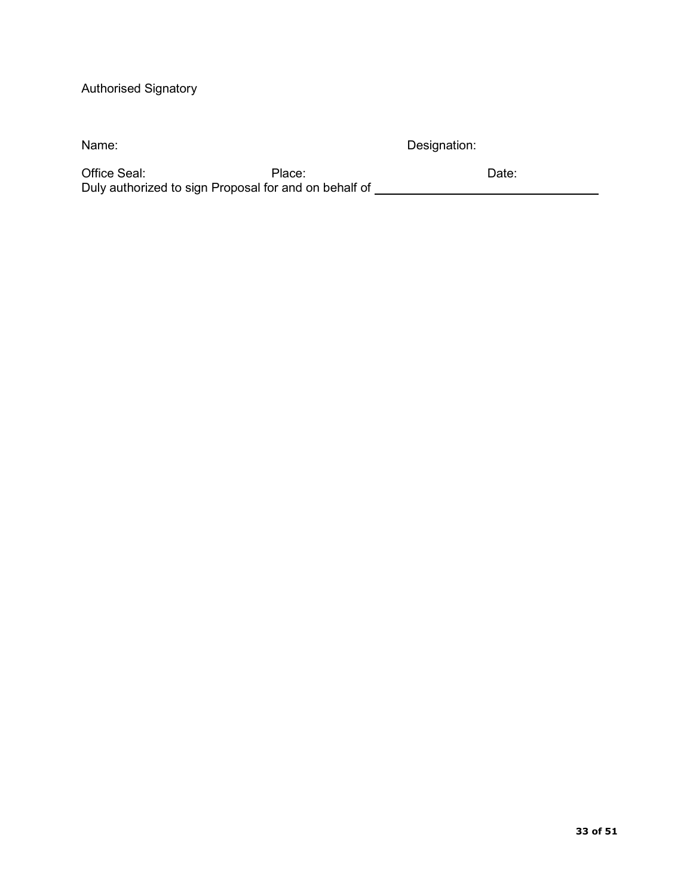Authorised Signatory

Name: Designation:

Office Seal: Place: Date:
Duly authorized to sign Proposal for and on behalf of ________________________________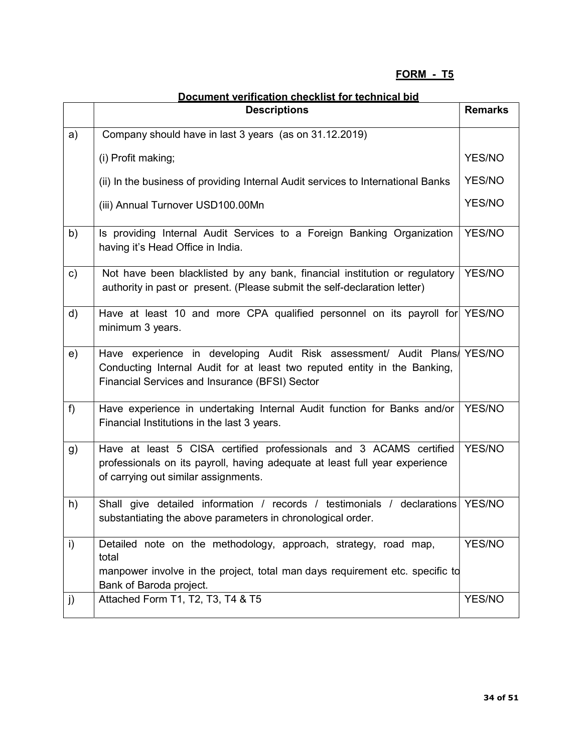**FORM - T5**

**Document verification checklist for technical bid**

| | Descriptions | Remarks |
|---|---|---|
| a) | Company should have in last 3 years (as on 31.12.2019)<br><br>(i) Profit making;<br><br>(ii) In the business of providing Internal Audit services to International Banks<br><br>(iii) Annual Turnover USD100.00Mn | <br><br>YES/NO<br><br>YES/NO<br><br>YES/NO |
| b) | Is providing Internal Audit Services to a Foreign Banking Organization having it's Head Office in India. | YES/NO |
| c) | Not have been blacklisted by any bank, financial institution or regulatory authority in past or present. (Please submit the self-declaration letter) | YES/NO |
| d) | Have at least 10 and more CPA qualified personnel on its payroll for minimum 3 years. | YES/NO |
| e) | Have experience in developing Audit Risk assessment/ Audit Plans/ Conducting Internal Audit for at least two reputed entity in the Banking, Financial Services and Insurance (BFSI) Sector | YES/NO |
| f) | Have experience in undertaking Internal Audit function for Banks and/or Financial Institutions in the last 3 years. | YES/NO |
| g) | Have at least 5 CISA certified professionals and 3 ACAMS certified professionals on its payroll, having adequate at least full year experience of carrying out similar assignments. | YES/NO |
| h) | Shall give detailed information / records / testimonials / declarations substantiating the above parameters in chronological order. | YES/NO |
| i) | Detailed note on the methodology, approach, strategy, road map, total manpower involve in the project, total man days requirement etc. specific to Bank of Baroda project. | YES/NO |
| j) | Attached Form T1, T2, T3, T4 & T5 | YES/NO |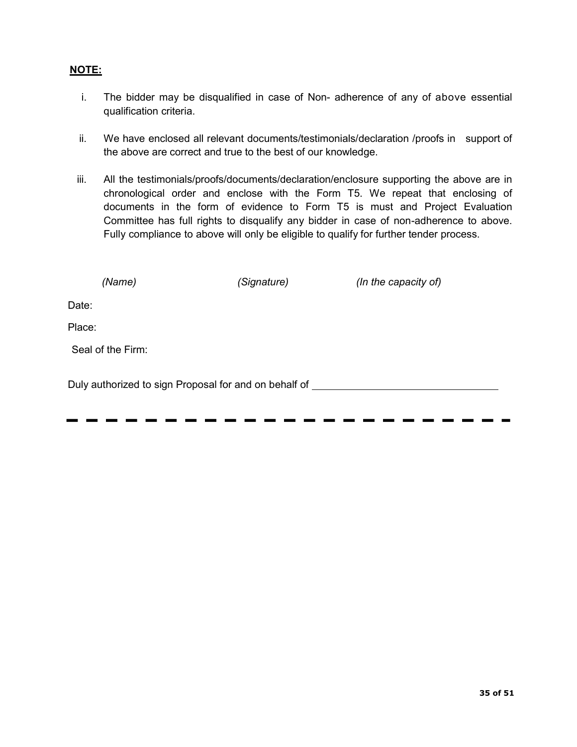**NOTE:**

i. The bidder may be disqualified in case of Non- adherence of any of above essential qualification criteria.

ii. We have enclosed all relevant documents/testimonials/declaration /proofs in support of the above are correct and true to the best of our knowledge.

iii. All the testimonials/proofs/documents/declaration/enclosure supporting the above are in chronological order and enclose with the Form T5. We repeat that enclosing of documents in the form of evidence to Form T5 is must and Project Evaluation Committee has full rights to disqualify any bidder in case of non-adherence to above. Fully compliance to above will only be eligible to qualify for further tender process.

*(Name)* *(Signature)* *(In the capacity of)*

Date:

Place:

Seal of the Firm:

Duly authorized to sign Proposal for and on behalf of \_\_\_\_\_\_\_\_\_\_\_\_\_\_\_\_\_\_\_\_\_\_\_\_\_\_\_\_\_\_

---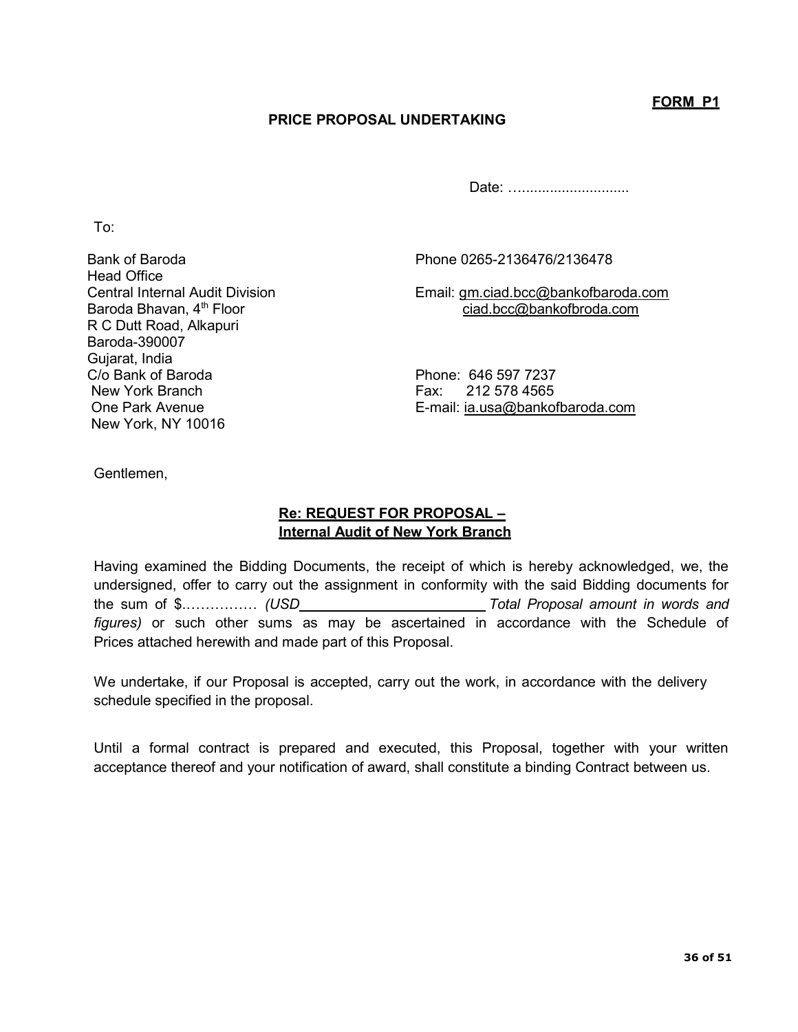**FORM P1**

**PRICE PROPOSAL UNDERTAKING**

Date: …...........................

To:

Bank of Baroda
Head Office
Central Internal Audit Division
Baroda Bhavan, 4th Floor
R C Dutt Road, Alkapuri
Baroda-390007
Gujarat, India

Phone 0265-2136476/2136478

Email: gm.ciad.bcc@bankofbaroda.com
ciad.bcc@bankofbroda.com

C/o Bank of Baroda
New York Branch
One Park Avenue
New York, NY 10016

Phone: 646 597 7237
Fax: 212 578 4565
E-mail: ia.usa@bankofbaroda.com

Gentlemen,

**Re: REQUEST FOR PROPOSAL –**
**Internal Audit of New York Branch**

Having examined the Bidding Documents, the receipt of which is hereby acknowledged, we, the undersigned, offer to carry out the assignment in conformity with the said Bidding documents for the sum of $…………… *(USD\_\_\_\_\_\_\_\_\_\_\_\_\_\_\_\_\_\_\_\_\_\_\_ Total Proposal amount in words and figures)* or such other sums as may be ascertained in accordance with the Schedule of Prices attached herewith and made part of this Proposal.

We undertake, if our Proposal is accepted, carry out the work, in accordance with the delivery schedule specified in the proposal.

Until a formal contract is prepared and executed, this Proposal, together with your written acceptance thereof and your notification of award, shall constitute a binding Contract between us.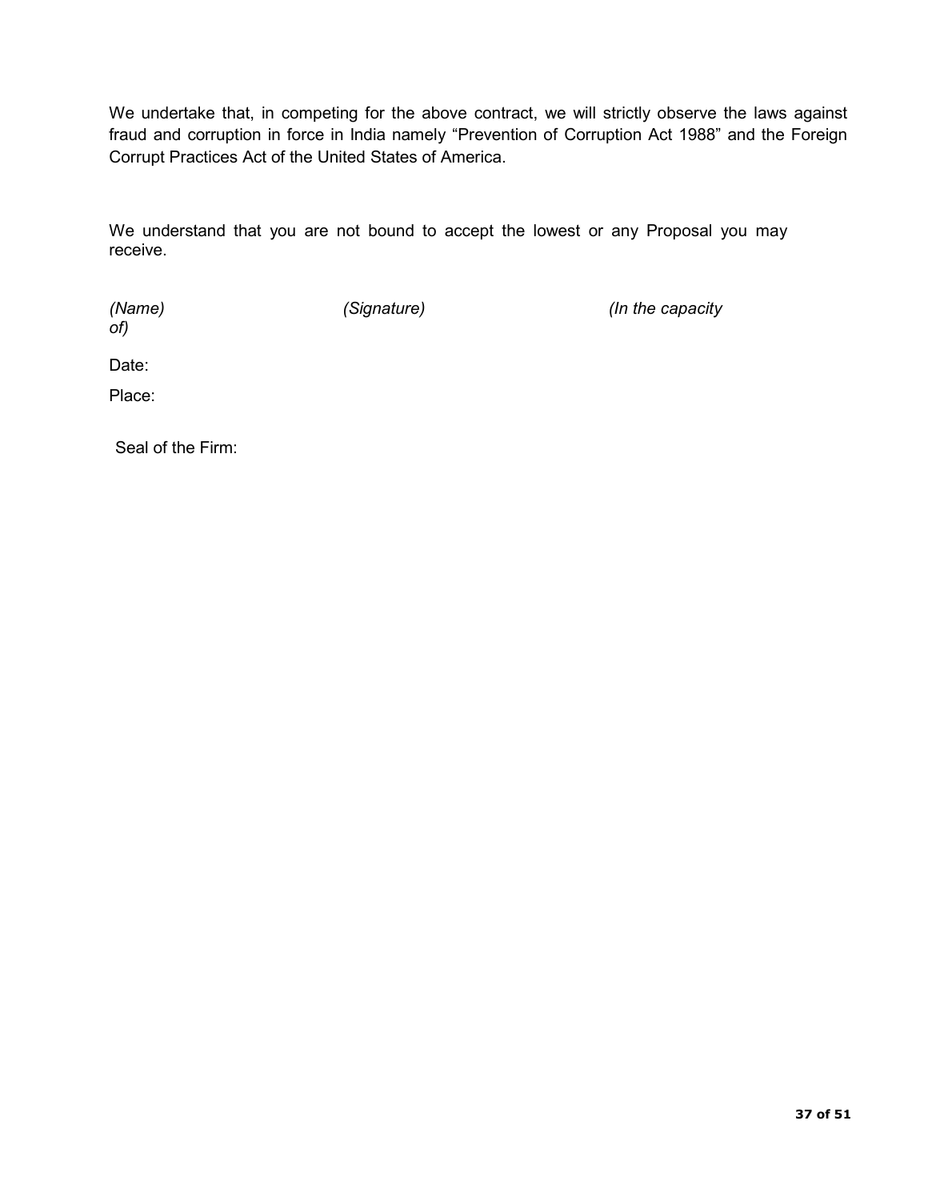We undertake that, in competing for the above contract, we will strictly observe the laws against fraud and corruption in force in India namely "Prevention of Corruption Act 1988" and the Foreign Corrupt Practices Act of the United States of America.

We understand that you are not bound to accept the lowest or any Proposal you may receive.

*(Name)* *(Signature)* *(In the capacity of)*

Date:

Place:

Seal of the Firm: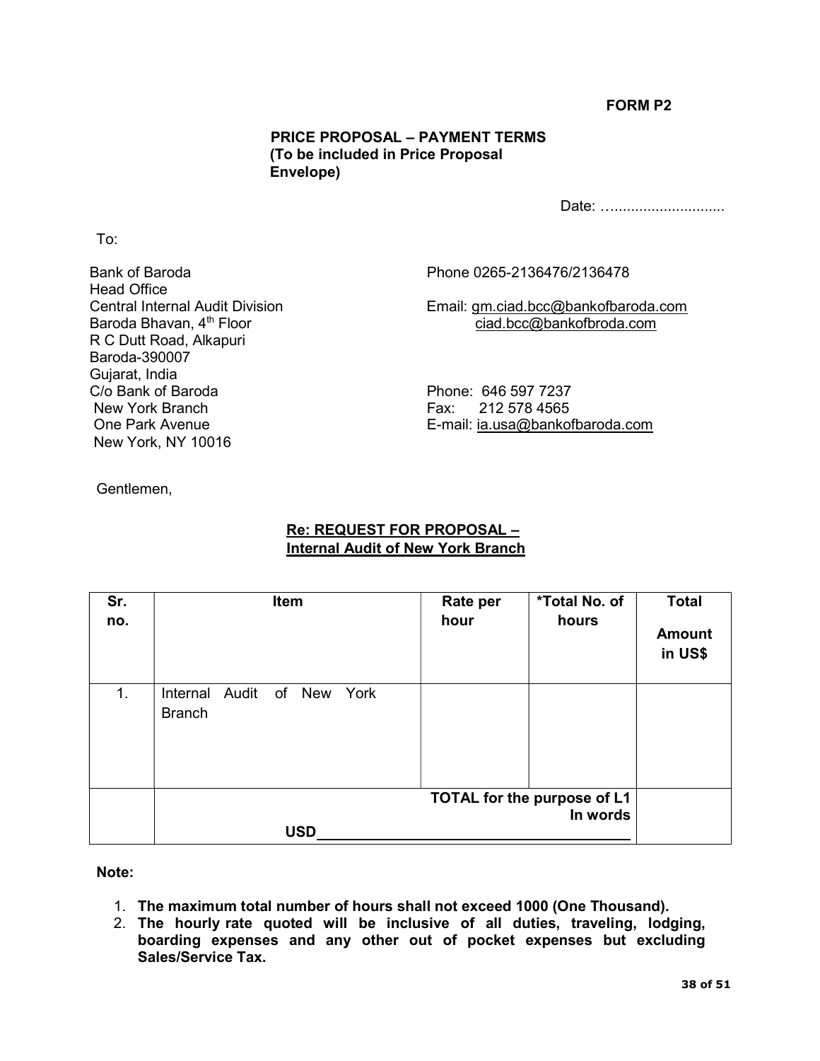**FORM P2**

**PRICE PROPOSAL – PAYMENT TERMS**
**(To be included in Price Proposal Envelope)**

Date: …..........................

To:

Bank of Baroda
Head Office
Central Internal Audit Division
Baroda Bhavan, 4th Floor
R C Dutt Road, Alkapuri
Baroda-390007
Gujarat, India

Phone 0265-2136476/2136478

Email: gm.ciad.bcc@bankofbaroda.com
ciad.bcc@bankofbroda.com

C/o Bank of Baroda
New York Branch
One Park Avenue
New York, NY 10016

Phone: 646 597 7237
Fax: 212 578 4565
E-mail: ia.usa@bankofbaroda.com

Gentlemen,

**Re: REQUEST FOR PROPOSAL –**
**Internal Audit of New York Branch**

| Sr. no. | Item | Rate per hour | *Total No. of hours | Total Amount in US$ |
|---|---|---|---|---|
| 1. | Internal Audit of New York Branch | | | |
| | USD______ | | **TOTAL for the purpose of L1 In words** | |

**Note:**

1. **The maximum total number of hours shall not exceed 1000 (One Thousand).**
2. **The hourly rate quoted will be inclusive of all duties, traveling, lodging, boarding expenses and any other out of pocket expenses but excluding Sales/Service Tax.**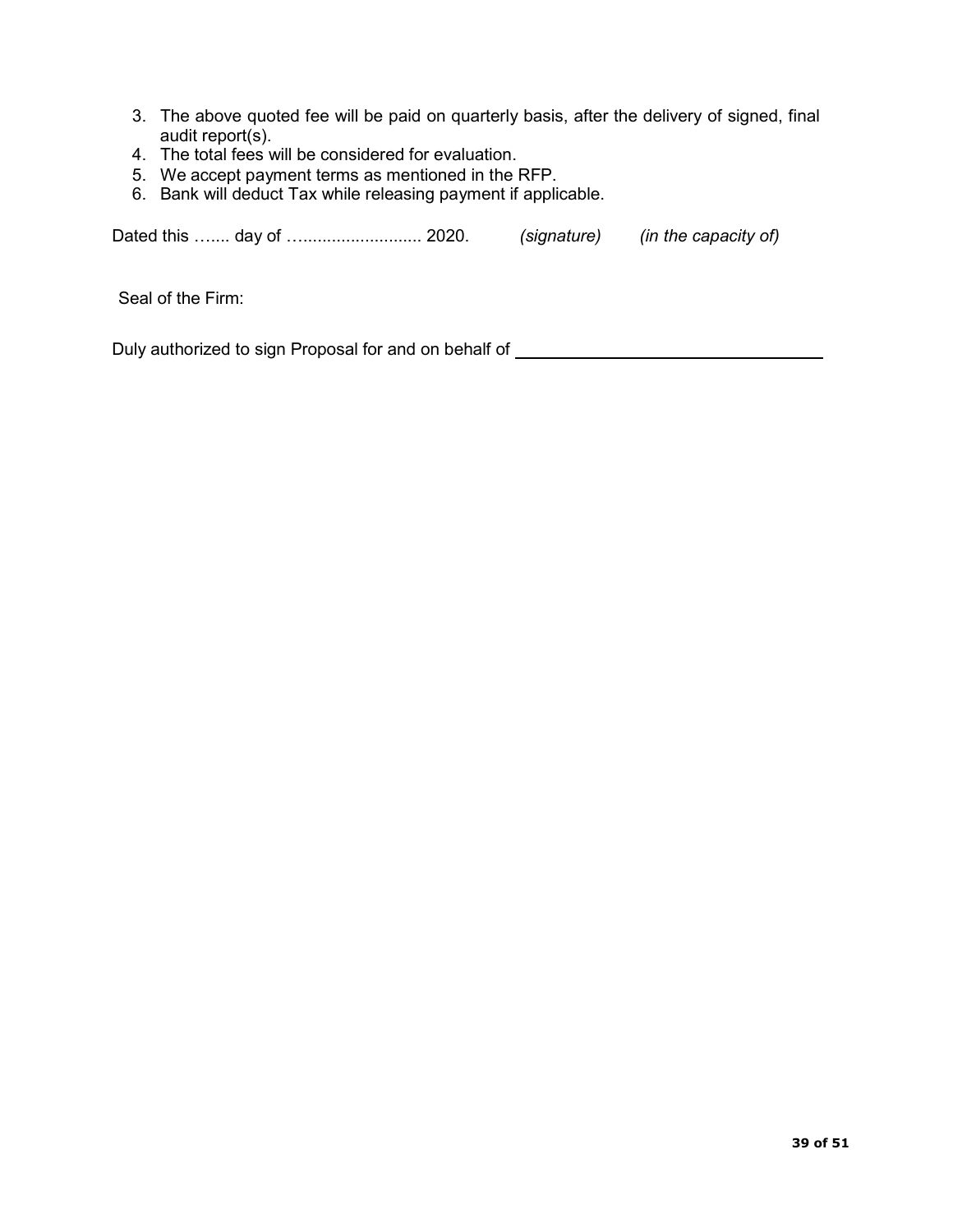3. The above quoted fee will be paid on quarterly basis, after the delivery of signed, final audit report(s).
4. The total fees will be considered for evaluation.
5. We accept payment terms as mentioned in the RFP.
6. Bank will deduct Tax while releasing payment if applicable.

Dated this ….... day of …........................ 2020.  *(signature)*  *(in the capacity of)*

Seal of the Firm:

Duly authorized to sign Proposal for and on behalf of ________________________________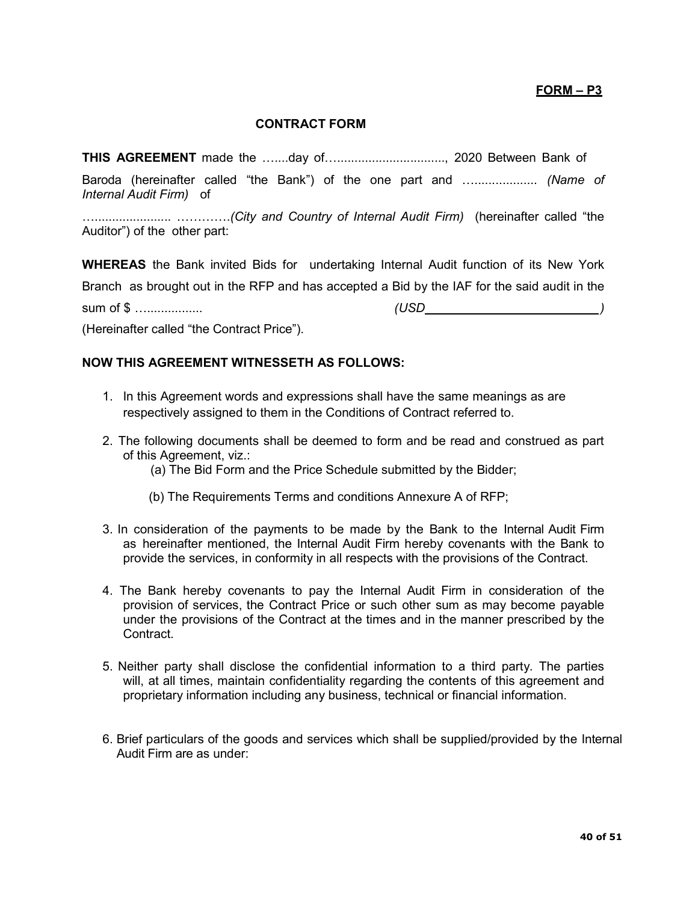**FORM – P3**

**CONTRACT FORM**

**THIS AGREEMENT** made the …....day of…..............................., 2020 Between Bank of Baroda (hereinafter called "the Bank") of the one part and …................... *(Name of Internal Audit Firm)* of

…..................... ………….*(City and Country of Internal Audit Firm)* (hereinafter called "the Auditor") of the other part:

**WHEREAS** the Bank invited Bids for undertaking Internal Audit function of its New York Branch as brought out in the RFP and has accepted a Bid by the IAF for the said audit in the sum of $ ….................. *(USD_________________________)*

(Hereinafter called "the Contract Price").

**NOW THIS AGREEMENT WITNESSETH AS FOLLOWS:**

1. In this Agreement words and expressions shall have the same meanings as are respectively assigned to them in the Conditions of Contract referred to.

2. The following documents shall be deemed to form and be read and construed as part of this Agreement, viz.:
   (a) The Bid Form and the Price Schedule submitted by the Bidder;

   (b) The Requirements Terms and conditions Annexure A of RFP;

3. In consideration of the payments to be made by the Bank to the Internal Audit Firm as hereinafter mentioned, the Internal Audit Firm hereby covenants with the Bank to provide the services, in conformity in all respects with the provisions of the Contract.

4. The Bank hereby covenants to pay the Internal Audit Firm in consideration of the provision of services, the Contract Price or such other sum as may become payable under the provisions of the Contract at the times and in the manner prescribed by the Contract.

5. Neither party shall disclose the confidential information to a third party. The parties will, at all times, maintain confidentiality regarding the contents of this agreement and proprietary information including any business, technical or financial information.

6. Brief particulars of the goods and services which shall be supplied/provided by the Internal Audit Firm are as under: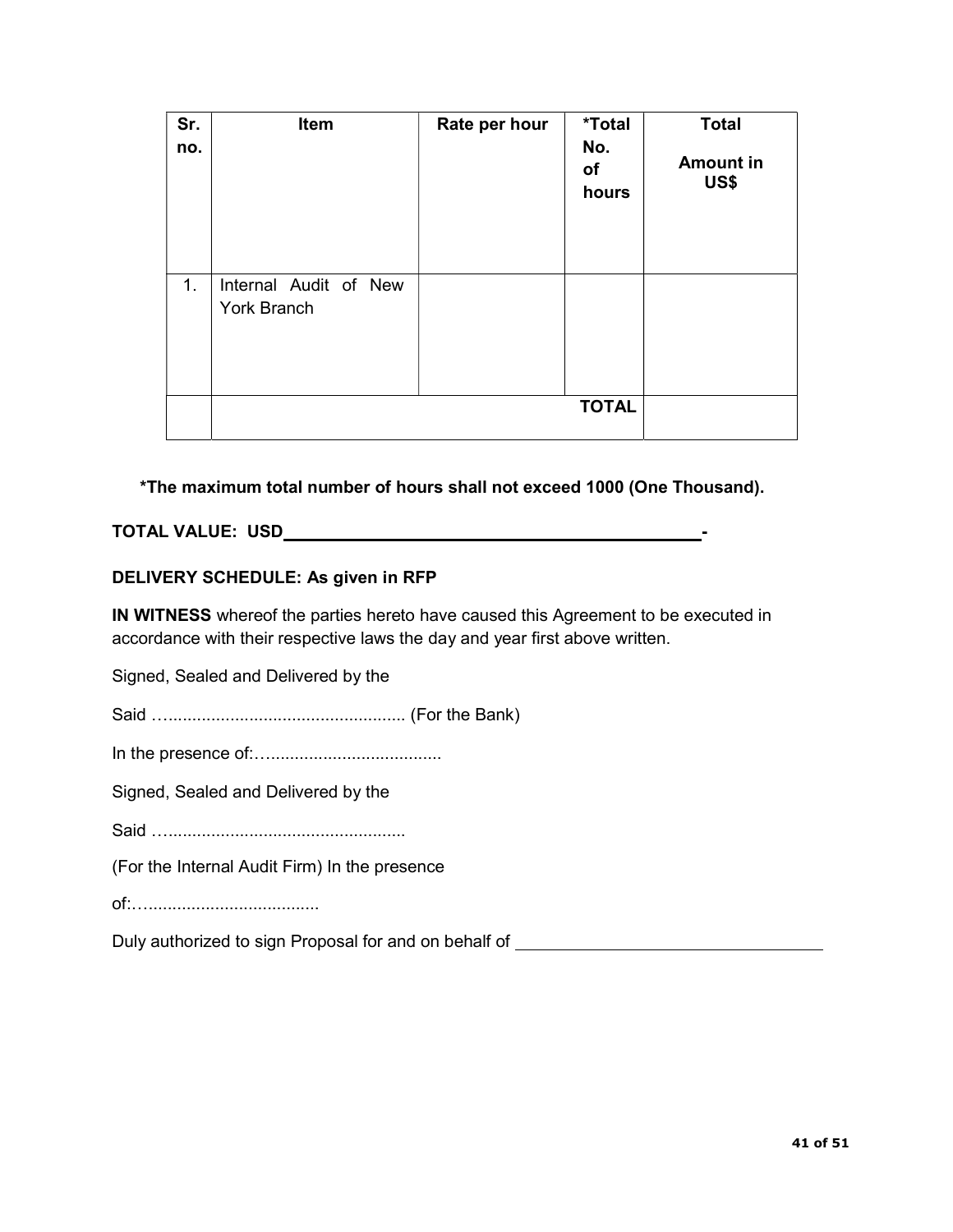| Sr. no. | Item | Rate per hour | *Total No. of hours | Total Amount in US$ |
|---|---|---|---|---|
| 1. | Internal Audit of New York Branch | | | |
| | | | TOTAL | |

**\*The maximum total number of hours shall not exceed 1000 (One Thousand).**

**TOTAL VALUE: USD\_\_\_\_\_\_\_\_\_\_\_\_\_\_\_\_\_\_\_\_\_\_\_\_\_\_\_\_\_\_\_\_\_\_\_\_\_\_\_\_\_\_\_\_-**

**DELIVERY SCHEDULE: As given in RFP**

**IN WITNESS** whereof the parties hereto have caused this Agreement to be executed in accordance with their respective laws the day and year first above written.

Signed, Sealed and Delivered by the

Said …................................................. (For the Bank)

In the presence of:…...................................

Signed, Sealed and Delivered by the

Said …..................................................

(For the Internal Audit Firm) In the presence

of:…...................................

Duly authorized to sign Proposal for and on behalf of \_\_\_\_\_\_\_\_\_\_\_\_\_\_\_\_\_\_\_\_\_\_\_\_\_\_\_\_\_\_\_\_\_\_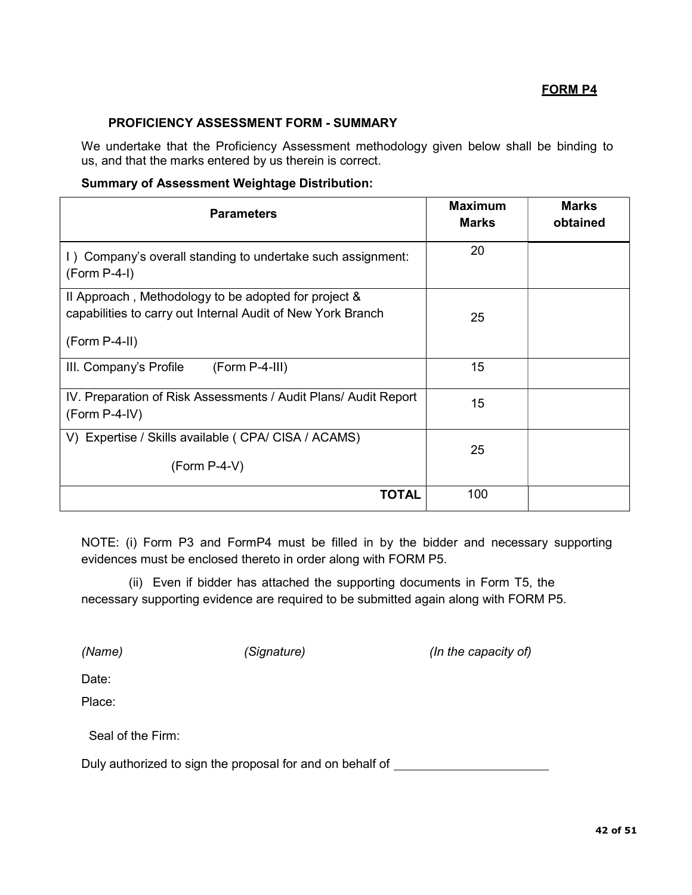**FORM P4**

### PROFICIENCY ASSESSMENT FORM - SUMMARY

We undertake that the Proficiency Assessment methodology given below shall be binding to us, and that the marks entered by us therein is correct.

**Summary of Assessment Weightage Distribution:**

| Parameters | Maximum Marks | Marks obtained |
|---|---|---|
| I ) Company's overall standing to undertake such assignment: (Form P-4-I) | 20 | |
| II Approach , Methodology to be adopted for project & capabilities to carry out Internal Audit of New York Branch (Form P-4-II) | 25 | |
| III. Company's Profile (Form P-4-III) | 15 | |
| IV. Preparation of Risk Assessments / Audit Plans/ Audit Report (Form P-4-IV) | 15 | |
| V) Expertise / Skills available ( CPA/ CISA / ACAMS) (Form P-4-V) | 25 | |
| **TOTAL** | 100 | |

NOTE: (i) Form P3 and FormP4 must be filled in by the bidder and necessary supporting evidences must be enclosed thereto in order along with FORM P5.

(ii) Even if bidder has attached the supporting documents in Form T5, the necessary supporting evidence are required to be submitted again along with FORM P5.

*(Name)* *(Signature)* *(In the capacity of)*

Date:

Place:

Seal of the Firm:

Duly authorized to sign the proposal for and on behalf of ______________________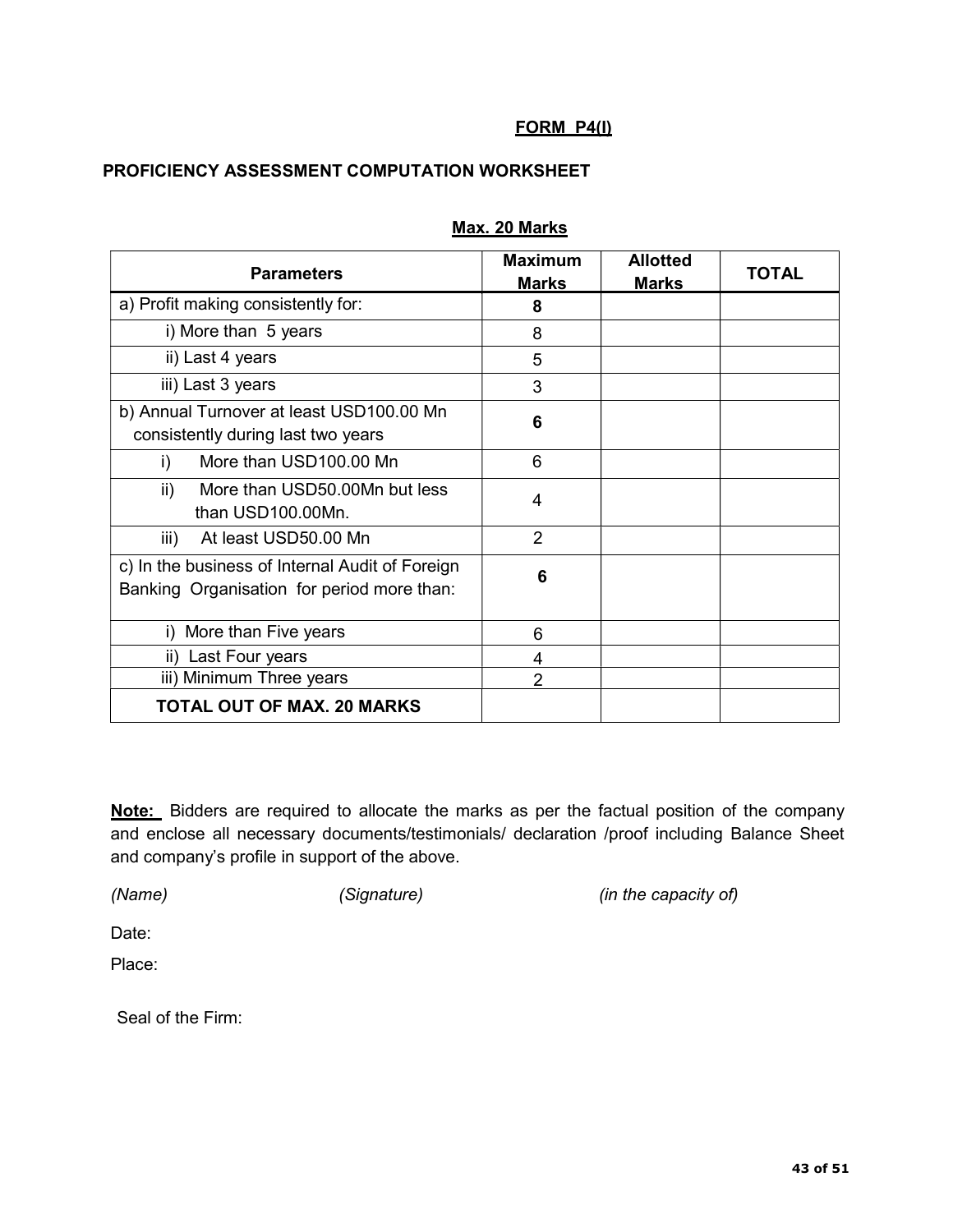**FORM P4(I)**

**PROFICIENCY ASSESSMENT COMPUTATION WORKSHEET**

**Max. 20 Marks**

| Parameters | Maximum Marks | Allotted Marks | TOTAL |
|---|---|---|---|
| a) Profit making consistently for: | **8** | | |
| i) More than 5 years | 8 | | |
| ii) Last 4 years | 5 | | |
| iii) Last 3 years | 3 | | |
| b) Annual Turnover at least USD100.00 Mn consistently during last two years | **6** | | |
| i) More than USD100.00 Mn | 6 | | |
| ii) More than USD50.00Mn but less than USD100.00Mn. | 4 | | |
| iii) At least USD50.00 Mn | 2 | | |
| c) In the business of Internal Audit of Foreign Banking Organisation for period more than: | **6** | | |
| i) More than Five years | 6 | | |
| ii) Last Four years | 4 | | |
| iii) Minimum Three years | 2 | | |
| **TOTAL OUT OF MAX. 20 MARKS** | | | |

**Note:** Bidders are required to allocate the marks as per the factual position of the company and enclose all necessary documents/testimonials/ declaration /proof including Balance Sheet and company's profile in support of the above.

*(Name)* *(Signature)* *(in the capacity of)*

Date:

Place:

Seal of the Firm: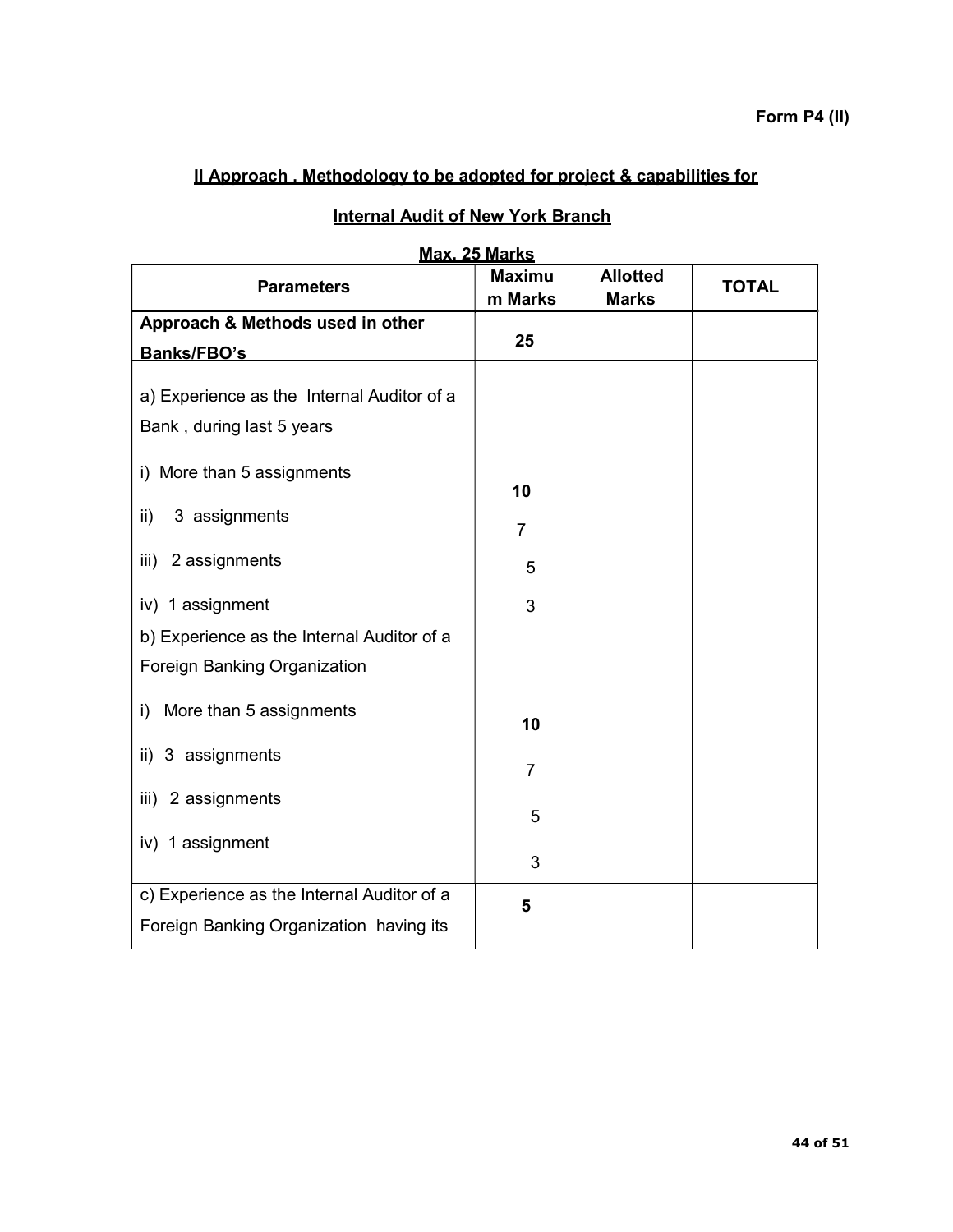**Form P4 (II)**

## II Approach , Methodology to be adopted for project & capabilities for

## Internal Audit of New York Branch

**Max. 25 Marks**

| Parameters | Maximum Marks | Allotted Marks | TOTAL |
|---|---|---|---|
| **Approach & Methods used in other Banks/FBO's** | **25** | | |
| a) Experience as the Internal Auditor of a Bank , during last 5 years<br>i) More than 5 assignments<br>ii) 3 assignments<br>iii) 2 assignments<br>iv) 1 assignment | <br><br>**10**<br>7<br>5<br>3 | | |
| b) Experience as the Internal Auditor of a Foreign Banking Organization<br>i) More than 5 assignments<br>ii) 3 assignments<br>iii) 2 assignments<br>iv) 1 assignment | <br><br>**10**<br>7<br>5<br>3 | | |
| c) Experience as the Internal Auditor of a Foreign Banking Organization having its | **5** | | |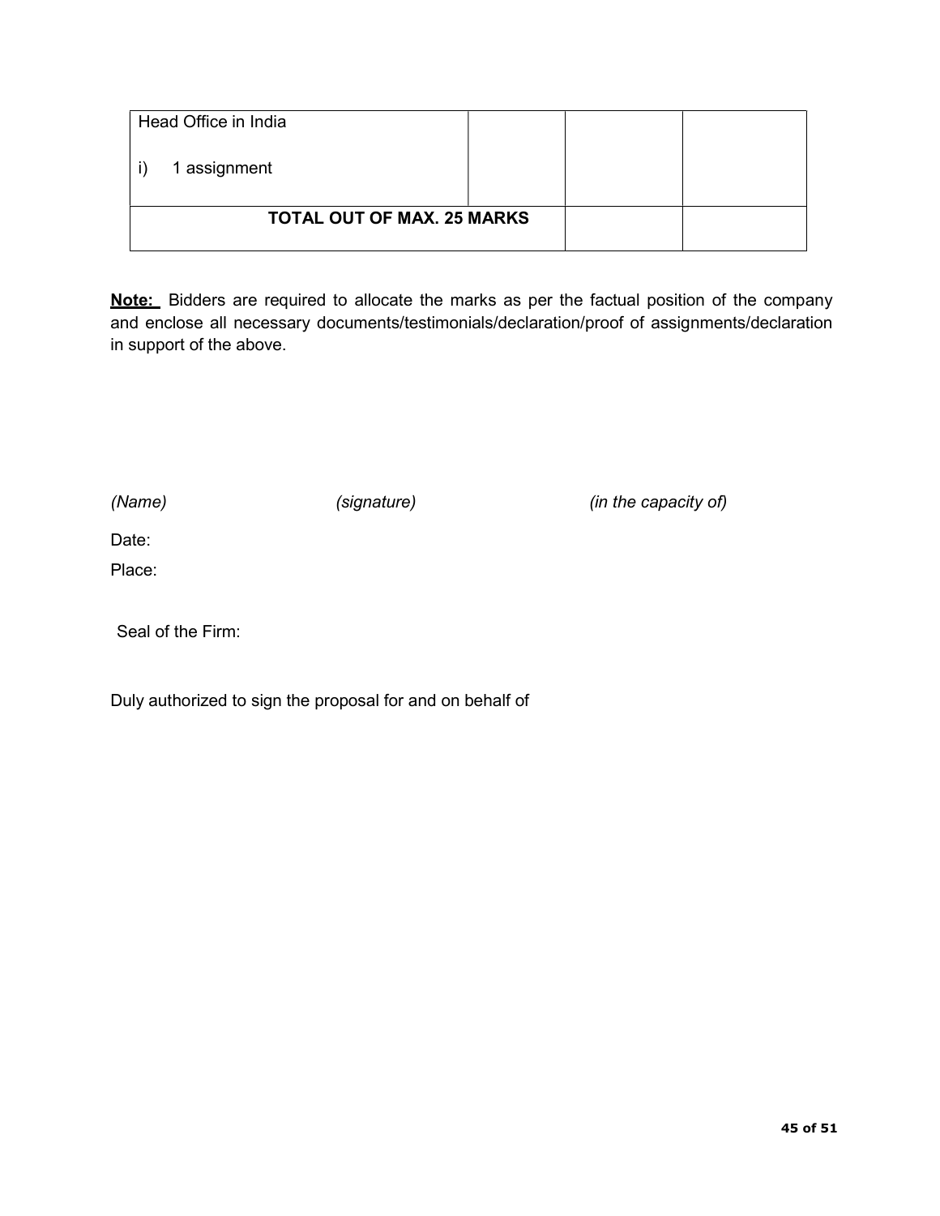| | | | |
|---|---|---|---|
| Head Office in India<br><br>i) 1 assignment | | | |
| **TOTAL OUT OF MAX. 25 MARKS** | | | |

**Note:** Bidders are required to allocate the marks as per the factual position of the company and enclose all necessary documents/testimonials/declaration/proof of assignments/declaration in support of the above.

*(Name)* *(signature)* *(in the capacity of)*

Date:

Place:

Seal of the Firm:

Duly authorized to sign the proposal for and on behalf of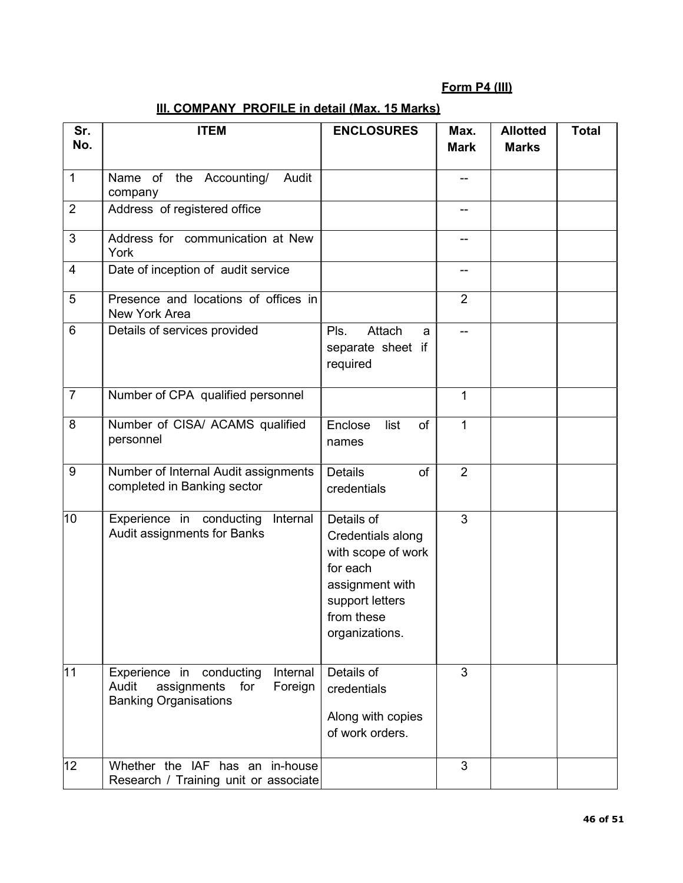**Form P4 (III)**

## III. COMPANY PROFILE in detail (Max. 15 Marks)

| Sr. No. | ITEM | ENCLOSURES | Max. Mark | Allotted Marks | Total |
|---|---|---|---|---|---|
| 1 | Name of the Accounting/ Audit company | | -- | | |
| 2 | Address of registered office | | -- | | |
| 3 | Address for communication at New York | | -- | | |
| 4 | Date of inception of audit service | | -- | | |
| 5 | Presence and locations of offices in New York Area | | 2 | | |
| 6 | Details of services provided | Pls. Attach a separate sheet if required | -- | | |
| 7 | Number of CPA qualified personnel | | 1 | | |
| 8 | Number of CISA/ ACAMS qualified personnel | Enclose list of names | 1 | | |
| 9 | Number of Internal Audit assignments completed in Banking sector | Details of credentials | 2 | | |
| 10 | Experience in conducting Internal Audit assignments for Banks | Details of Credentials along with scope of work for each assignment with support letters from these organizations. | 3 | | |
| 11 | Experience in conducting Internal Audit assignments for Foreign Banking Organisations | Details of credentials<br><br>Along with copies of work orders. | 3 | | |
| 12 | Whether the IAF has an in-house Research / Training unit or associate | | 3 | | |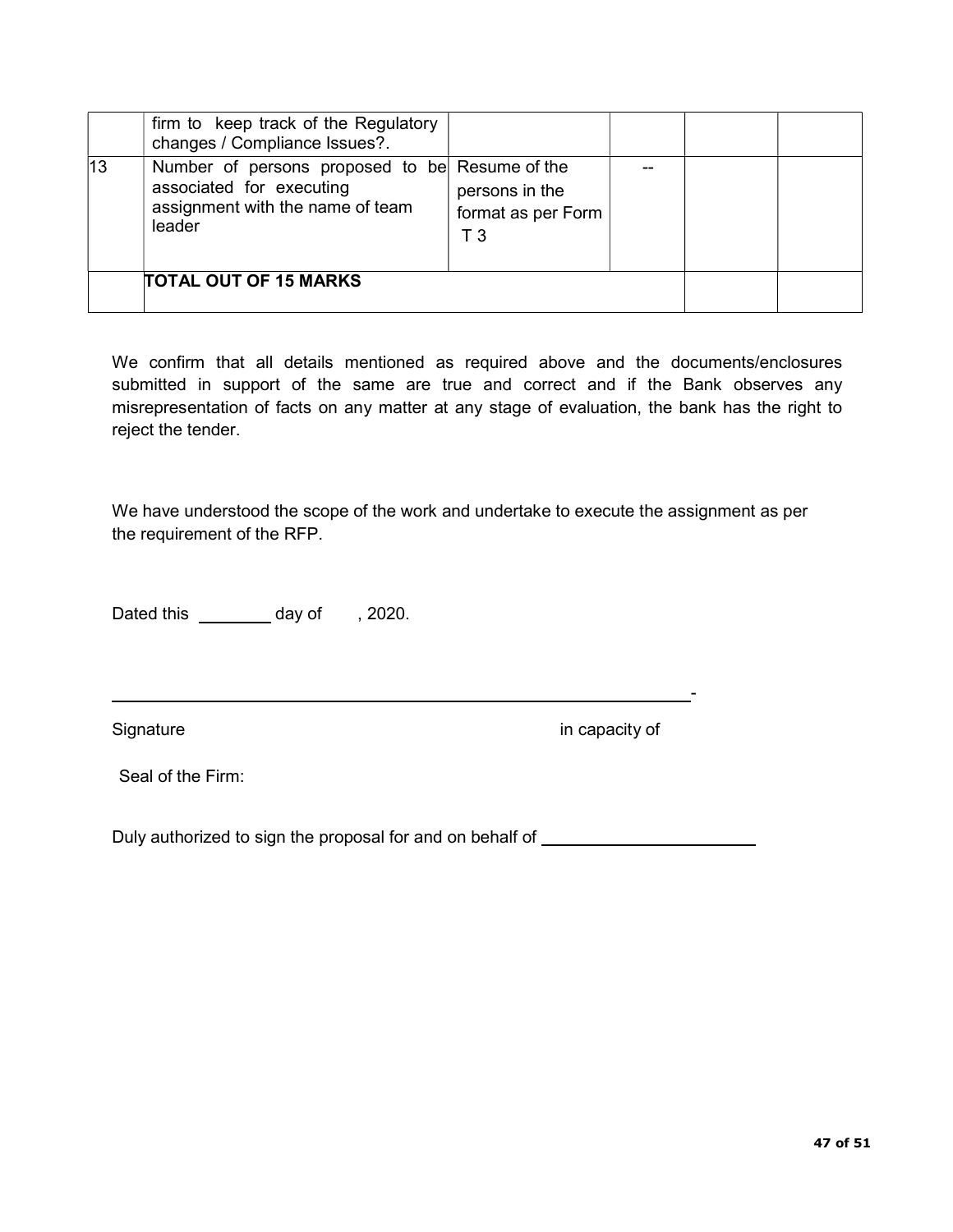| | | | | | |
|---|---|---|---|---|---|
| | firm to keep track of the Regulatory changes / Compliance Issues?. | | | | |
| 13 | Number of persons proposed to be associated for executing assignment with the name of team leader | Resume of the persons in the format as per Form T 3 | -- | | |
| | **TOTAL OUT OF 15 MARKS** | | | | |

We confirm that all details mentioned as required above and the documents/enclosures submitted in support of the same are true and correct and if the Bank observes any misrepresentation of facts on any matter at any stage of evaluation, the bank has the right to reject the tender.

We have understood the scope of the work and undertake to execute the assignment as per the requirement of the RFP.

Dated this ________ day of , 2020.

_______________________________________________________________-

Signature in capacity of

Seal of the Firm:

Duly authorized to sign the proposal for and on behalf of ______________________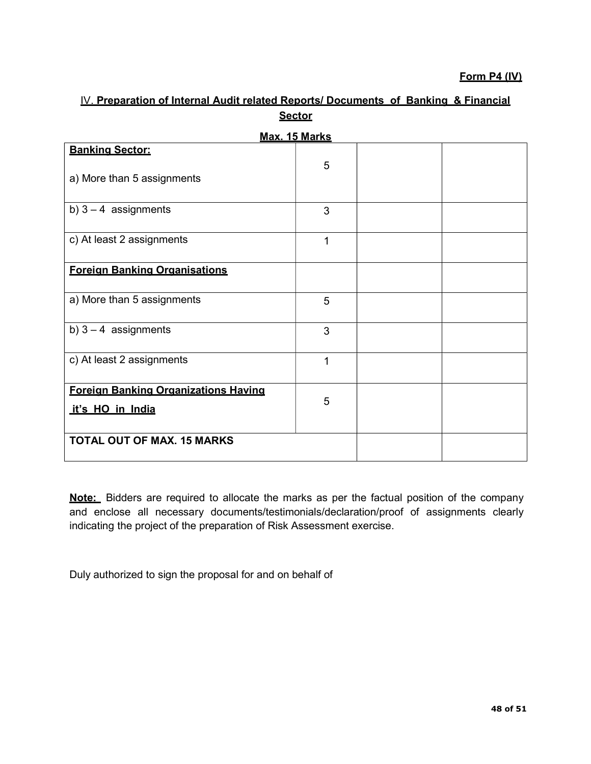**Form P4 (IV)**

## IV. Preparation of Internal Audit related Reports/ Documents of Banking & Financial Sector

**Max. 15 Marks**

| | | | |
|---|---|---|---|
| **Banking Sector:**<br><br>a) More than 5 assignments | 5 | | |
| b) 3 – 4 assignments | 3 | | |
| c) At least 2 assignments | 1 | | |
| **Foreign Banking Organisations** | | | |
| a) More than 5 assignments | 5 | | |
| b) 3 – 4 assignments | 3 | | |
| c) At least 2 assignments | 1 | | |
| **Foreign Banking Organizations Having it's HO in India** | 5 | | |
| **TOTAL OUT OF MAX. 15 MARKS** | | | |

**Note:** Bidders are required to allocate the marks as per the factual position of the company and enclose all necessary documents/testimonials/declaration/proof of assignments clearly indicating the project of the preparation of Risk Assessment exercise.

Duly authorized to sign the proposal for and on behalf of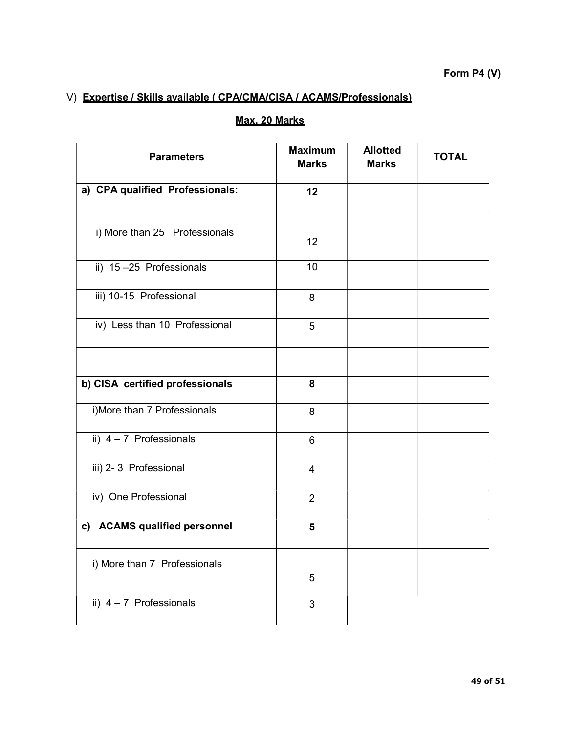**Form P4 (V)**

V) **Expertise / Skills available ( CPA/CMA/CISA / ACAMS/Professionals)**

**Max. 20 Marks**

| Parameters | Maximum Marks | Allotted Marks | TOTAL |
|---|---|---|---|
| **a) CPA qualified Professionals:** | **12** | | |
| i) More than 25 Professionals | 12 | | |
| ii) 15 –25 Professionals | 10 | | |
| iii) 10-15 Professional | 8 | | |
| iv) Less than 10 Professional | 5 | | |
| | | | |
| **b) CISA certified professionals** | **8** | | |
| i)More than 7 Professionals | 8 | | |
| ii) 4 – 7 Professionals | 6 | | |
| iii) 2- 3 Professional | 4 | | |
| iv) One Professional | 2 | | |
| **c) ACAMS qualified personnel** | **5** | | |
| i) More than 7 Professionals | 5 | | |
| ii) 4 – 7 Professionals | 3 | | |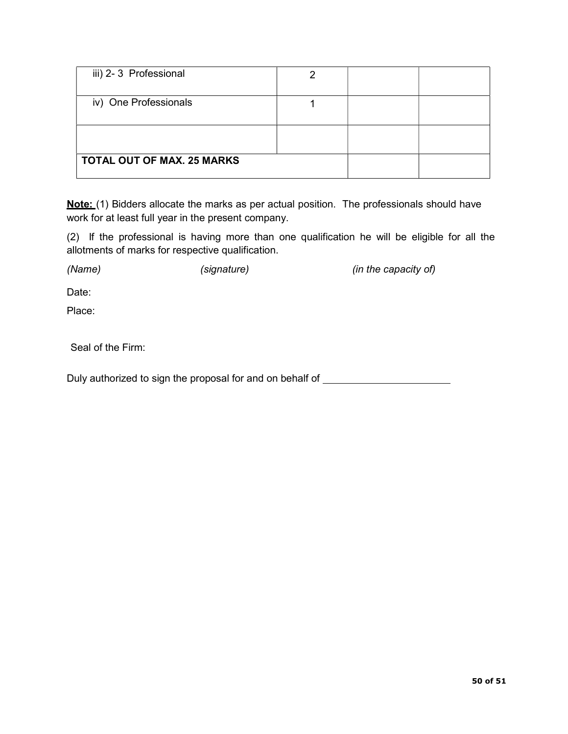| | | | |
|---|---|---|---|
| iii) 2- 3 Professional | 2 | | |
| iv) One Professionals | 1 | | |
| | | | |
| **TOTAL OUT OF MAX. 25 MARKS** | | | |

**Note:** (1) Bidders allocate the marks as per actual position. The professionals should have work for at least full year in the present company.

(2) If the professional is having more than one qualification he will be eligible for all the allotments of marks for respective qualification.

*(Name)* *(signature)* *(in the capacity of)*

Date:

Place:

Seal of the Firm:

Duly authorized to sign the proposal for and on behalf of \_\_\_\_\_\_\_\_\_\_\_\_\_\_\_\_\_\_\_\_\_\_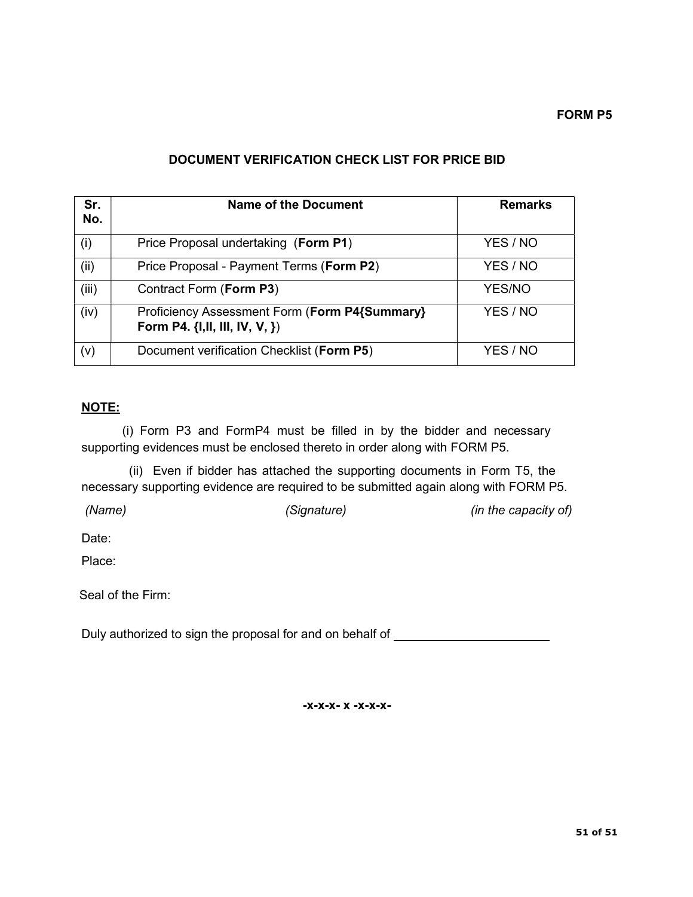**FORM P5**

## DOCUMENT VERIFICATION CHECK LIST FOR PRICE BID

| Sr. No. | Name of the Document | Remarks |
|---|---|---|
| (i) | Price Proposal undertaking (**Form P1**) | YES / NO |
| (ii) | Price Proposal - Payment Terms (**Form P2**) | YES / NO |
| (iii) | Contract Form (**Form P3**) | YES/NO |
| (iv) | Proficiency Assessment Form (**Form P4{Summary} Form P4. {I,II, III, IV, V, }**) | YES / NO |
| (v) | Document verification Checklist (**Form P5**) | YES / NO |

**NOTE:**

(i) Form P3 and FormP4 must be filled in by the bidder and necessary supporting evidences must be enclosed thereto in order along with FORM P5.

(ii) Even if bidder has attached the supporting documents in Form T5, the necessary supporting evidence are required to be submitted again along with FORM P5.

*(Name)* *(Signature)* *(in the capacity of)*

Date:

Place:

Seal of the Firm:

Duly authorized to sign the proposal for and on behalf of ______________________

**-x-x-x- x -x-x-x-**